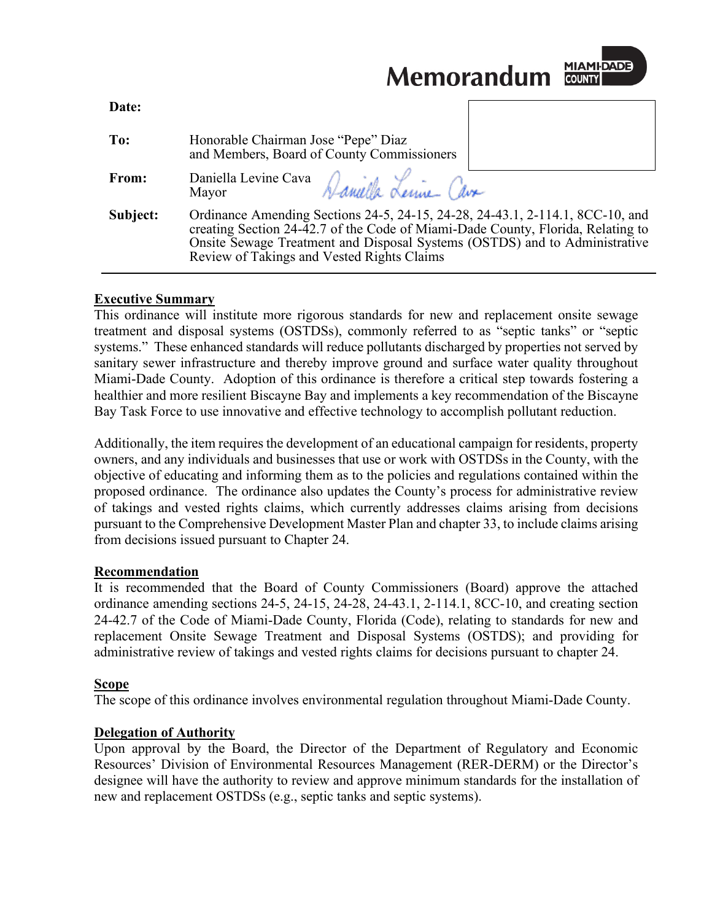# Memorandum

**Date:**

**To:** Honorable Chairman Jose "Pepe" Diaz
and Members, Board of County Commissioners

**From:** Daniella Levine Cava
Mayor

**Subject:** Ordinance Amending Sections 24-5, 24-15, 24-28, 24-43.1, 2-114.1, 8CC-10, and creating Section 24-42.7 of the Code of Miami-Dade County, Florida, Relating to Onsite Sewage Treatment and Disposal Systems (OSTDS) and to Administrative Review of Takings and Vested Rights Claims

---

## Executive Summary

This ordinance will institute more rigorous standards for new and replacement onsite sewage treatment and disposal systems (OSTDSs), commonly referred to as "septic tanks" or "septic systems." These enhanced standards will reduce pollutants discharged by properties not served by sanitary sewer infrastructure and thereby improve ground and surface water quality throughout Miami-Dade County. Adoption of this ordinance is therefore a critical step towards fostering a healthier and more resilient Biscayne Bay and implements a key recommendation of the Biscayne Bay Task Force to use innovative and effective technology to accomplish pollutant reduction.

Additionally, the item requires the development of an educational campaign for residents, property owners, and any individuals and businesses that use or work with OSTDSs in the County, with the objective of educating and informing them as to the policies and regulations contained within the proposed ordinance. The ordinance also updates the County's process for administrative review of takings and vested rights claims, which currently addresses claims arising from decisions pursuant to the Comprehensive Development Master Plan and chapter 33, to include claims arising from decisions issued pursuant to Chapter 24.

## Recommendation

It is recommended that the Board of County Commissioners (Board) approve the attached ordinance amending sections 24-5, 24-15, 24-28, 24-43.1, 2-114.1, 8CC-10, and creating section 24-42.7 of the Code of Miami-Dade County, Florida (Code), relating to standards for new and replacement Onsite Sewage Treatment and Disposal Systems (OSTDS); and providing for administrative review of takings and vested rights claims for decisions pursuant to chapter 24.

## Scope

The scope of this ordinance involves environmental regulation throughout Miami-Dade County.

## Delegation of Authority

Upon approval by the Board, the Director of the Department of Regulatory and Economic Resources' Division of Environmental Resources Management (RER-DERM) or the Director's designee will have the authority to review and approve minimum standards for the installation of new and replacement OSTDSs (e.g., septic tanks and septic systems).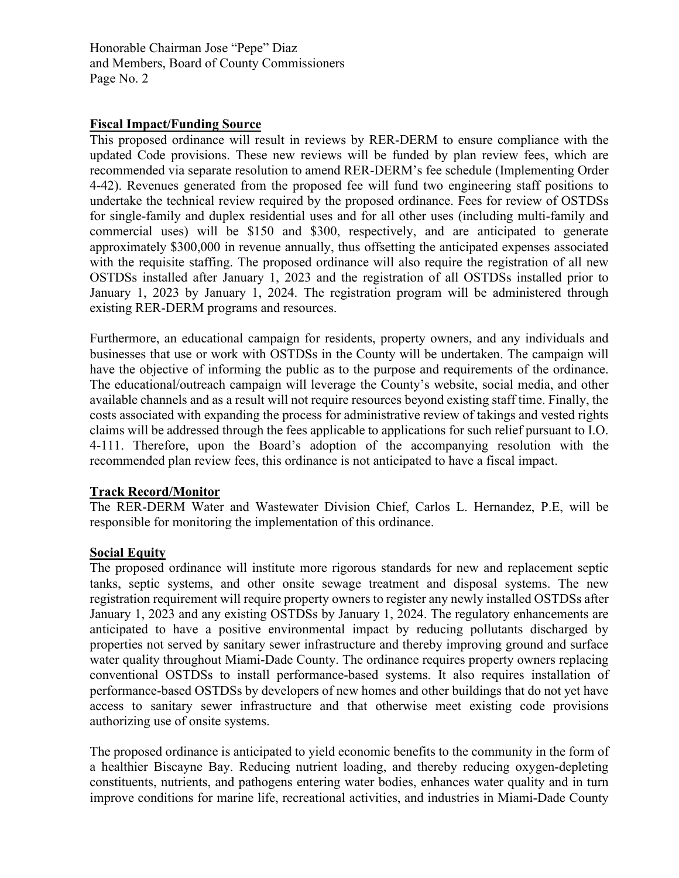## Fiscal Impact/Funding Source

This proposed ordinance will result in reviews by RER-DERM to ensure compliance with the updated Code provisions. These new reviews will be funded by plan review fees, which are recommended via separate resolution to amend RER-DERM's fee schedule (Implementing Order 4-42). Revenues generated from the proposed fee will fund two engineering staff positions to undertake the technical review required by the proposed ordinance. Fees for review of OSTDSs for single-family and duplex residential uses and for all other uses (including multi-family and commercial uses) will be $150 and $300, respectively, and are anticipated to generate approximately $300,000 in revenue annually, thus offsetting the anticipated expenses associated with the requisite staffing. The proposed ordinance will also require the registration of all new OSTDSs installed after January 1, 2023 and the registration of all OSTDSs installed prior to January 1, 2023 by January 1, 2024. The registration program will be administered through existing RER-DERM programs and resources.

Furthermore, an educational campaign for residents, property owners, and any individuals and businesses that use or work with OSTDSs in the County will be undertaken. The campaign will have the objective of informing the public as to the purpose and requirements of the ordinance. The educational/outreach campaign will leverage the County's website, social media, and other available channels and as a result will not require resources beyond existing staff time. Finally, the costs associated with expanding the process for administrative review of takings and vested rights claims will be addressed through the fees applicable to applications for such relief pursuant to I.O. 4-111. Therefore, upon the Board's adoption of the accompanying resolution with the recommended plan review fees, this ordinance is not anticipated to have a fiscal impact.

## Track Record/Monitor

The RER-DERM Water and Wastewater Division Chief, Carlos L. Hernandez, P.E, will be responsible for monitoring the implementation of this ordinance.

## Social Equity

The proposed ordinance will institute more rigorous standards for new and replacement septic tanks, septic systems, and other onsite sewage treatment and disposal systems. The new registration requirement will require property owners to register any newly installed OSTDSs after January 1, 2023 and any existing OSTDSs by January 1, 2024. The regulatory enhancements are anticipated to have a positive environmental impact by reducing pollutants discharged by properties not served by sanitary sewer infrastructure and thereby improving ground and surface water quality throughout Miami-Dade County. The ordinance requires property owners replacing conventional OSTDSs to install performance-based systems. It also requires installation of performance-based OSTDSs by developers of new homes and other buildings that do not yet have access to sanitary sewer infrastructure and that otherwise meet existing code provisions authorizing use of onsite systems.

The proposed ordinance is anticipated to yield economic benefits to the community in the form of a healthier Biscayne Bay. Reducing nutrient loading, and thereby reducing oxygen-depleting constituents, nutrients, and pathogens entering water bodies, enhances water quality and in turn improve conditions for marine life, recreational activities, and industries in Miami-Dade County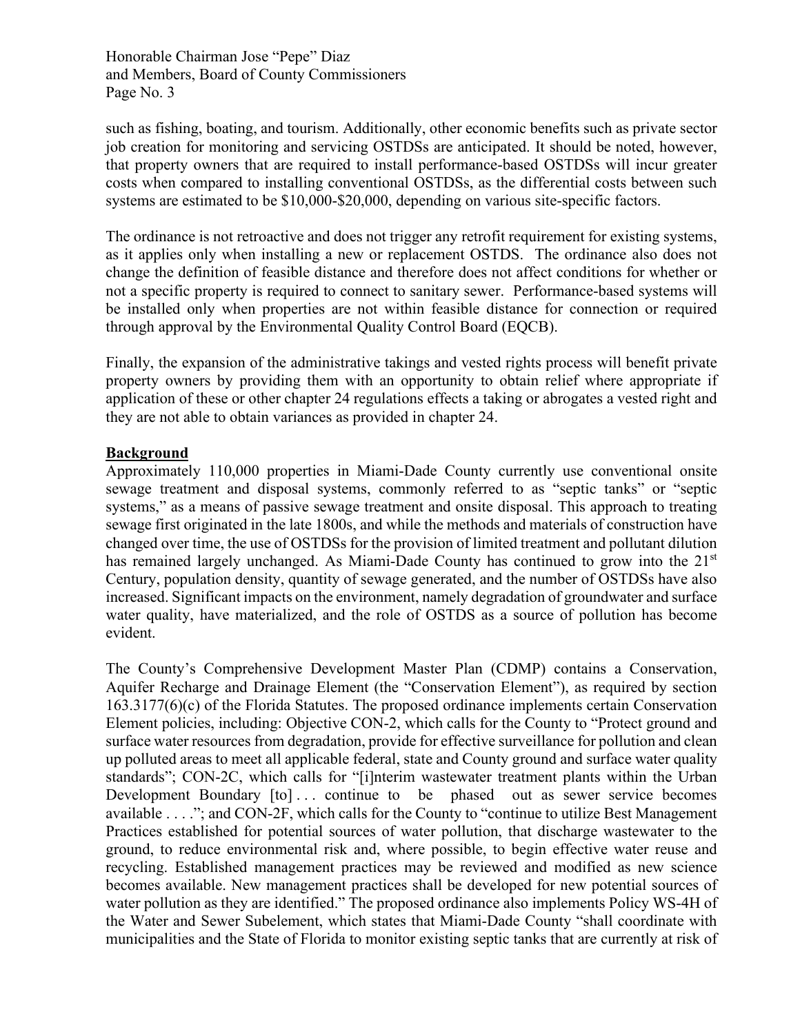such as fishing, boating, and tourism. Additionally, other economic benefits such as private sector job creation for monitoring and servicing OSTDSs are anticipated. It should be noted, however, that property owners that are required to install performance-based OSTDSs will incur greater costs when compared to installing conventional OSTDSs, as the differential costs between such systems are estimated to be $10,000-$20,000, depending on various site-specific factors.

The ordinance is not retroactive and does not trigger any retrofit requirement for existing systems, as it applies only when installing a new or replacement OSTDS. The ordinance also does not change the definition of feasible distance and therefore does not affect conditions for whether or not a specific property is required to connect to sanitary sewer. Performance-based systems will be installed only when properties are not within feasible distance for connection or required through approval by the Environmental Quality Control Board (EQCB).

Finally, the expansion of the administrative takings and vested rights process will benefit private property owners by providing them with an opportunity to obtain relief where appropriate if application of these or other chapter 24 regulations effects a taking or abrogates a vested right and they are not able to obtain variances as provided in chapter 24.

**Background**

Approximately 110,000 properties in Miami-Dade County currently use conventional onsite sewage treatment and disposal systems, commonly referred to as "septic tanks" or "septic systems," as a means of passive sewage treatment and onsite disposal. This approach to treating sewage first originated in the late 1800s, and while the methods and materials of construction have changed over time, the use of OSTDSs for the provision of limited treatment and pollutant dilution has remained largely unchanged. As Miami-Dade County has continued to grow into the 21st Century, population density, quantity of sewage generated, and the number of OSTDSs have also increased. Significant impacts on the environment, namely degradation of groundwater and surface water quality, have materialized, and the role of OSTDS as a source of pollution has become evident.

The County's Comprehensive Development Master Plan (CDMP) contains a Conservation, Aquifer Recharge and Drainage Element (the "Conservation Element"), as required by section 163.3177(6)(c) of the Florida Statutes. The proposed ordinance implements certain Conservation Element policies, including: Objective CON-2, which calls for the County to "Protect ground and surface water resources from degradation, provide for effective surveillance for pollution and clean up polluted areas to meet all applicable federal, state and County ground and surface water quality standards"; CON-2C, which calls for "[i]nterim wastewater treatment plants within the Urban Development Boundary [to] . . . continue to be phased out as sewer service becomes available . . . ."; and CON-2F, which calls for the County to "continue to utilize Best Management Practices established for potential sources of water pollution, that discharge wastewater to the ground, to reduce environmental risk and, where possible, to begin effective water reuse and recycling. Established management practices may be reviewed and modified as new science becomes available. New management practices shall be developed for new potential sources of water pollution as they are identified." The proposed ordinance also implements Policy WS-4H of the Water and Sewer Subelement, which states that Miami-Dade County "shall coordinate with municipalities and the State of Florida to monitor existing septic tanks that are currently at risk of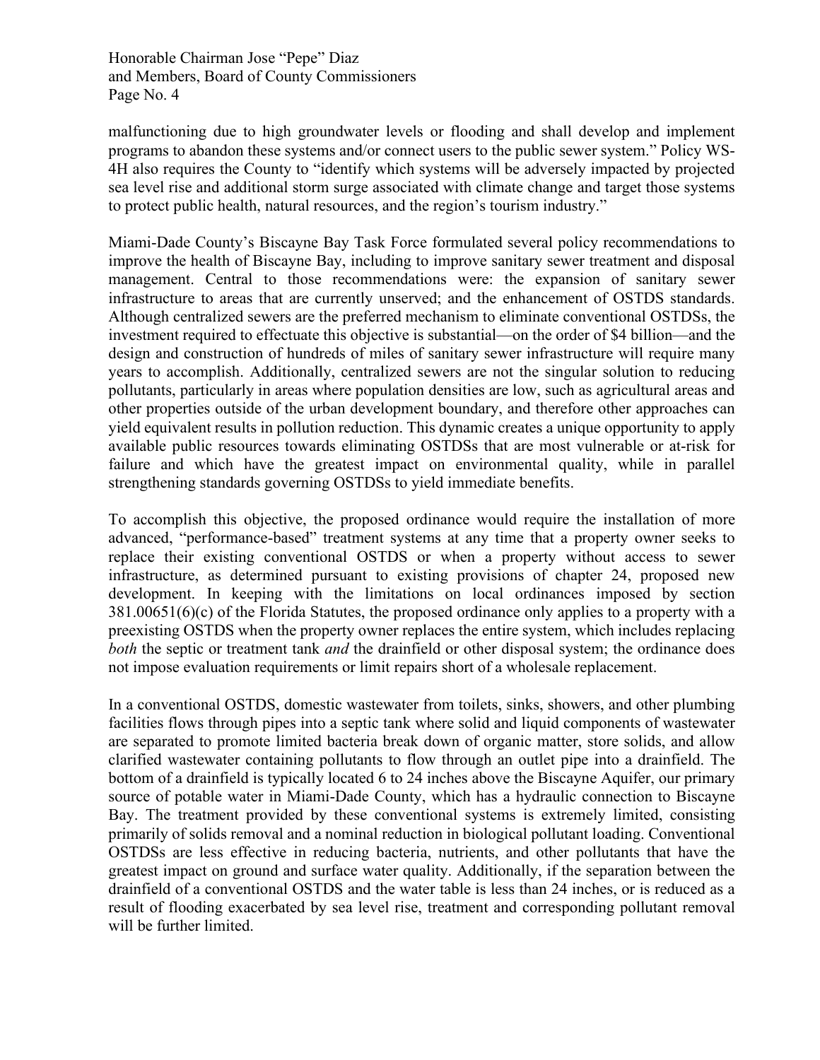malfunctioning due to high groundwater levels or flooding and shall develop and implement programs to abandon these systems and/or connect users to the public sewer system." Policy WS-4H also requires the County to "identify which systems will be adversely impacted by projected sea level rise and additional storm surge associated with climate change and target those systems to protect public health, natural resources, and the region's tourism industry."

Miami-Dade County's Biscayne Bay Task Force formulated several policy recommendations to improve the health of Biscayne Bay, including to improve sanitary sewer treatment and disposal management. Central to those recommendations were: the expansion of sanitary sewer infrastructure to areas that are currently unserved; and the enhancement of OSTDS standards. Although centralized sewers are the preferred mechanism to eliminate conventional OSTDSs, the investment required to effectuate this objective is substantial—on the order of $4 billion—and the design and construction of hundreds of miles of sanitary sewer infrastructure will require many years to accomplish. Additionally, centralized sewers are not the singular solution to reducing pollutants, particularly in areas where population densities are low, such as agricultural areas and other properties outside of the urban development boundary, and therefore other approaches can yield equivalent results in pollution reduction. This dynamic creates a unique opportunity to apply available public resources towards eliminating OSTDSs that are most vulnerable or at-risk for failure and which have the greatest impact on environmental quality, while in parallel strengthening standards governing OSTDSs to yield immediate benefits.

To accomplish this objective, the proposed ordinance would require the installation of more advanced, "performance-based" treatment systems at any time that a property owner seeks to replace their existing conventional OSTDS or when a property without access to sewer infrastructure, as determined pursuant to existing provisions of chapter 24, proposed new development. In keeping with the limitations on local ordinances imposed by section 381.00651(6)(c) of the Florida Statutes, the proposed ordinance only applies to a property with a preexisting OSTDS when the property owner replaces the entire system, which includes replacing *both* the septic or treatment tank *and* the drainfield or other disposal system; the ordinance does not impose evaluation requirements or limit repairs short of a wholesale replacement.

In a conventional OSTDS, domestic wastewater from toilets, sinks, showers, and other plumbing facilities flows through pipes into a septic tank where solid and liquid components of wastewater are separated to promote limited bacteria break down of organic matter, store solids, and allow clarified wastewater containing pollutants to flow through an outlet pipe into a drainfield. The bottom of a drainfield is typically located 6 to 24 inches above the Biscayne Aquifer, our primary source of potable water in Miami-Dade County, which has a hydraulic connection to Biscayne Bay. The treatment provided by these conventional systems is extremely limited, consisting primarily of solids removal and a nominal reduction in biological pollutant loading. Conventional OSTDSs are less effective in reducing bacteria, nutrients, and other pollutants that have the greatest impact on ground and surface water quality. Additionally, if the separation between the drainfield of a conventional OSTDS and the water table is less than 24 inches, or is reduced as a result of flooding exacerbated by sea level rise, treatment and corresponding pollutant removal will be further limited.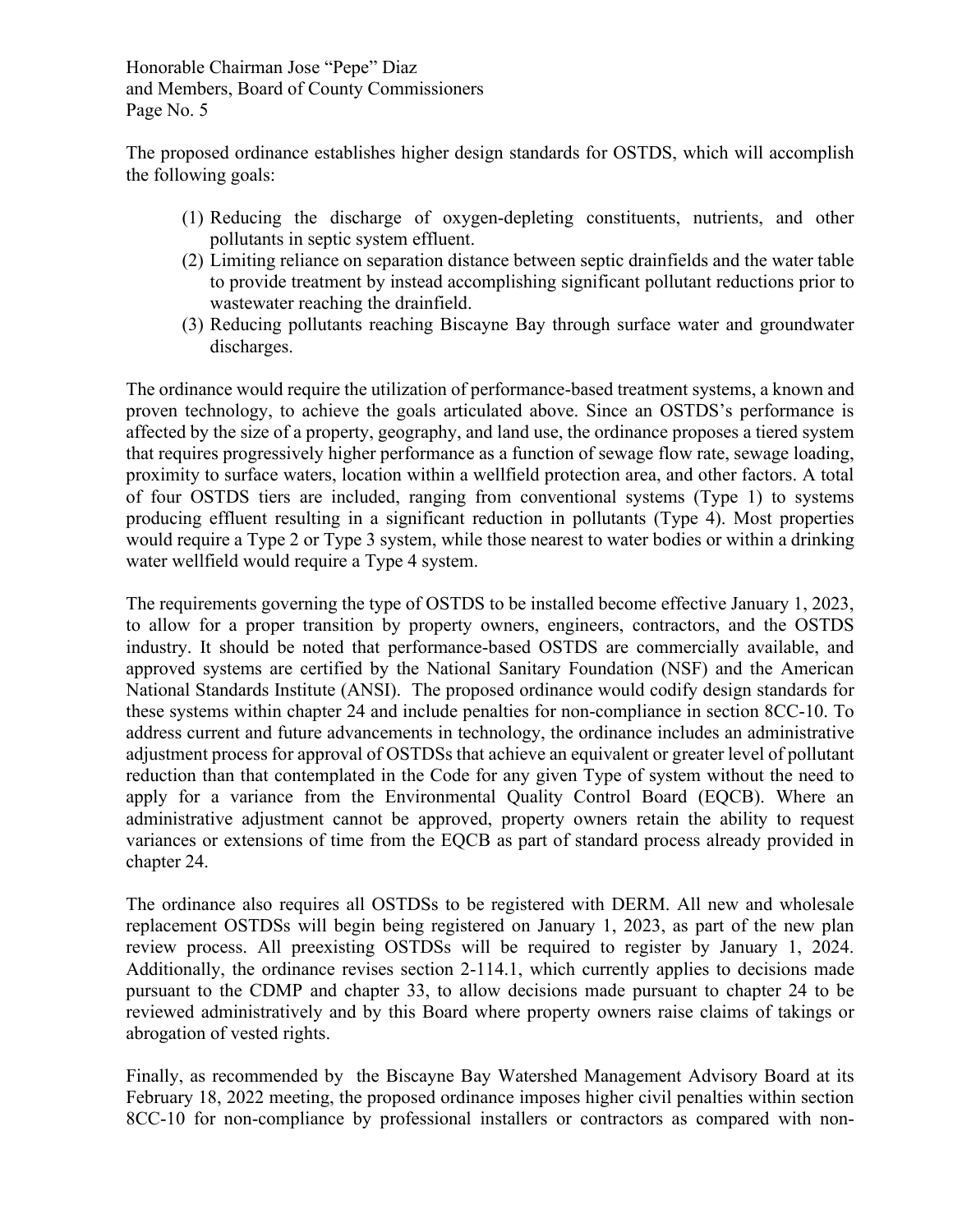The proposed ordinance establishes higher design standards for OSTDS, which will accomplish the following goals:

1. Reducing the discharge of oxygen-depleting constituents, nutrients, and other pollutants in septic system effluent.
2. Limiting reliance on separation distance between septic drainfields and the water table to provide treatment by instead accomplishing significant pollutant reductions prior to wastewater reaching the drainfield.
3. Reducing pollutants reaching Biscayne Bay through surface water and groundwater discharges.

The ordinance would require the utilization of performance-based treatment systems, a known and proven technology, to achieve the goals articulated above. Since an OSTDS's performance is affected by the size of a property, geography, and land use, the ordinance proposes a tiered system that requires progressively higher performance as a function of sewage flow rate, sewage loading, proximity to surface waters, location within a wellfield protection area, and other factors. A total of four OSTDS tiers are included, ranging from conventional systems (Type 1) to systems producing effluent resulting in a significant reduction in pollutants (Type 4). Most properties would require a Type 2 or Type 3 system, while those nearest to water bodies or within a drinking water wellfield would require a Type 4 system.

The requirements governing the type of OSTDS to be installed become effective January 1, 2023, to allow for a proper transition by property owners, engineers, contractors, and the OSTDS industry. It should be noted that performance-based OSTDS are commercially available, and approved systems are certified by the National Sanitary Foundation (NSF) and the American National Standards Institute (ANSI). The proposed ordinance would codify design standards for these systems within chapter 24 and include penalties for non-compliance in section 8CC-10. To address current and future advancements in technology, the ordinance includes an administrative adjustment process for approval of OSTDSs that achieve an equivalent or greater level of pollutant reduction than that contemplated in the Code for any given Type of system without the need to apply for a variance from the Environmental Quality Control Board (EQCB). Where an administrative adjustment cannot be approved, property owners retain the ability to request variances or extensions of time from the EQCB as part of standard process already provided in chapter 24.

The ordinance also requires all OSTDSs to be registered with DERM. All new and wholesale replacement OSTDSs will begin being registered on January 1, 2023, as part of the new plan review process. All preexisting OSTDSs will be required to register by January 1, 2024. Additionally, the ordinance revises section 2-114.1, which currently applies to decisions made pursuant to the CDMP and chapter 33, to allow decisions made pursuant to chapter 24 to be reviewed administratively and by this Board where property owners raise claims of takings or abrogation of vested rights.

Finally, as recommended by the Biscayne Bay Watershed Management Advisory Board at its February 18, 2022 meeting, the proposed ordinance imposes higher civil penalties within section 8CC-10 for non-compliance by professional installers or contractors as compared with non-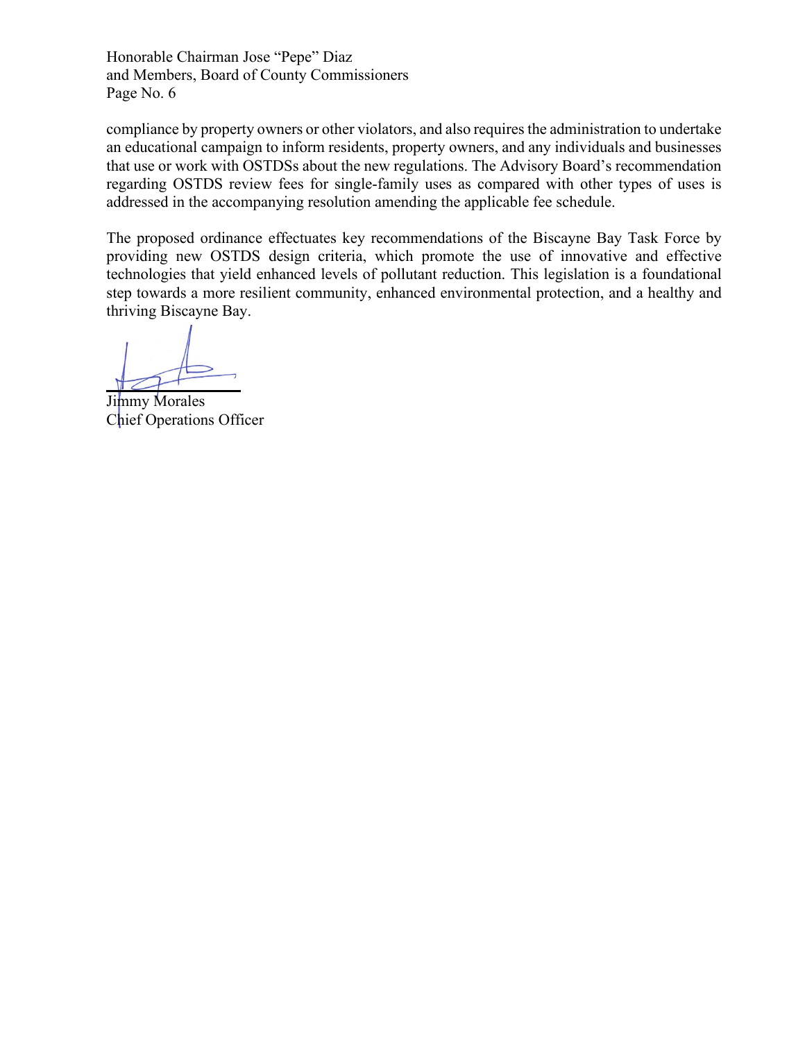compliance by property owners or other violators, and also requires the administration to undertake an educational campaign to inform residents, property owners, and any individuals and businesses that use or work with OSTDSs about the new regulations. The Advisory Board's recommendation regarding OSTDS review fees for single-family uses as compared with other types of uses is addressed in the accompanying resolution amending the applicable fee schedule.

The proposed ordinance effectuates key recommendations of the Biscayne Bay Task Force by providing new OSTDS design criteria, which promote the use of innovative and effective technologies that yield enhanced levels of pollutant reduction. This legislation is a foundational step towards a more resilient community, enhanced environmental protection, and a healthy and thriving Biscayne Bay.

Jimmy Morales
Chief Operations Officer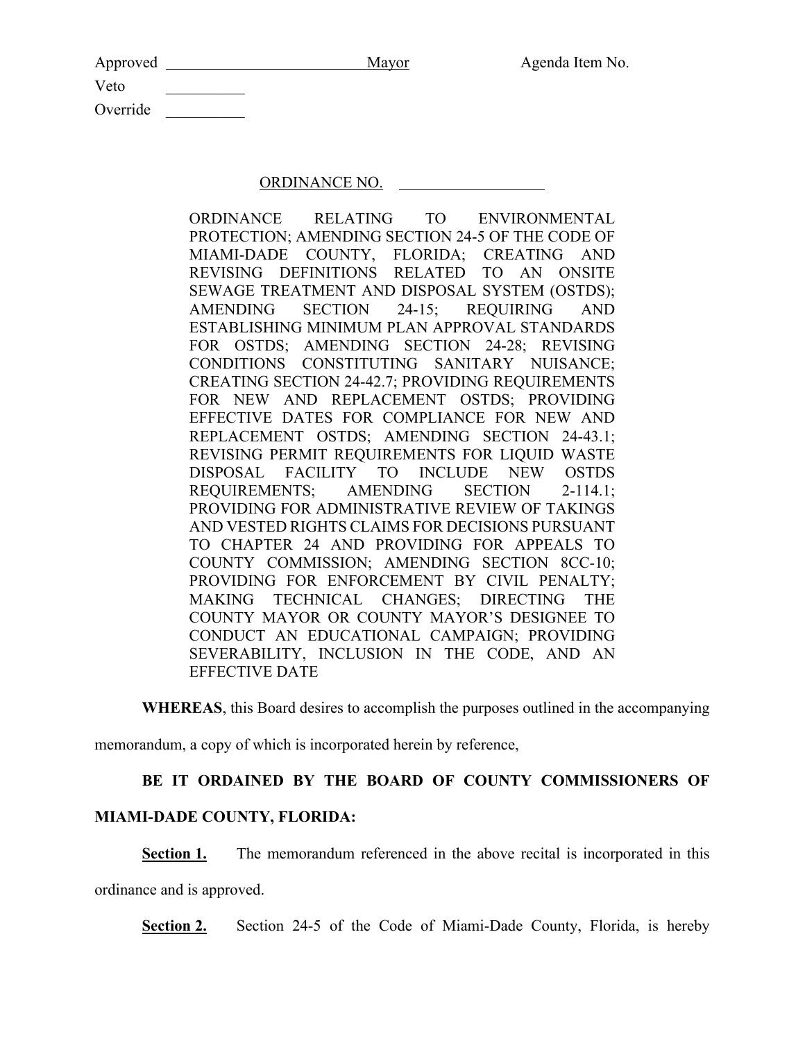Approved ________________________ Mayor Agenda Item No.

Veto __________

Override __________

ORDINANCE NO. __________________

ORDINANCE RELATING TO ENVIRONMENTAL PROTECTION; AMENDING SECTION 24-5 OF THE CODE OF MIAMI-DADE COUNTY, FLORIDA; CREATING AND REVISING DEFINITIONS RELATED TO AN ONSITE SEWAGE TREATMENT AND DISPOSAL SYSTEM (OSTDS); AMENDING SECTION 24-15; REQUIRING AND ESTABLISHING MINIMUM PLAN APPROVAL STANDARDS FOR OSTDS; AMENDING SECTION 24-28; REVISING CONDITIONS CONSTITUTING SANITARY NUISANCE; CREATING SECTION 24-42.7; PROVIDING REQUIREMENTS FOR NEW AND REPLACEMENT OSTDS; PROVIDING EFFECTIVE DATES FOR COMPLIANCE FOR NEW AND REPLACEMENT OSTDS; AMENDING SECTION 24-43.1; REVISING PERMIT REQUIREMENTS FOR LIQUID WASTE DISPOSAL FACILITY TO INCLUDE NEW OSTDS REQUIREMENTS; AMENDING SECTION 2-114.1; PROVIDING FOR ADMINISTRATIVE REVIEW OF TAKINGS AND VESTED RIGHTS CLAIMS FOR DECISIONS PURSUANT TO CHAPTER 24 AND PROVIDING FOR APPEALS TO COUNTY COMMISSION; AMENDING SECTION 8CC-10; PROVIDING FOR ENFORCEMENT BY CIVIL PENALTY; MAKING TECHNICAL CHANGES; DIRECTING THE COUNTY MAYOR OR COUNTY MAYOR'S DESIGNEE TO CONDUCT AN EDUCATIONAL CAMPAIGN; PROVIDING SEVERABILITY, INCLUSION IN THE CODE, AND AN EFFECTIVE DATE

**WHEREAS**, this Board desires to accomplish the purposes outlined in the accompanying memorandum, a copy of which is incorporated herein by reference,

**BE IT ORDAINED BY THE BOARD OF COUNTY COMMISSIONERS OF MIAMI-DADE COUNTY, FLORIDA:**

**Section 1.** The memorandum referenced in the above recital is incorporated in this ordinance and is approved.

**Section 2.** Section 24-5 of the Code of Miami-Dade County, Florida, is hereby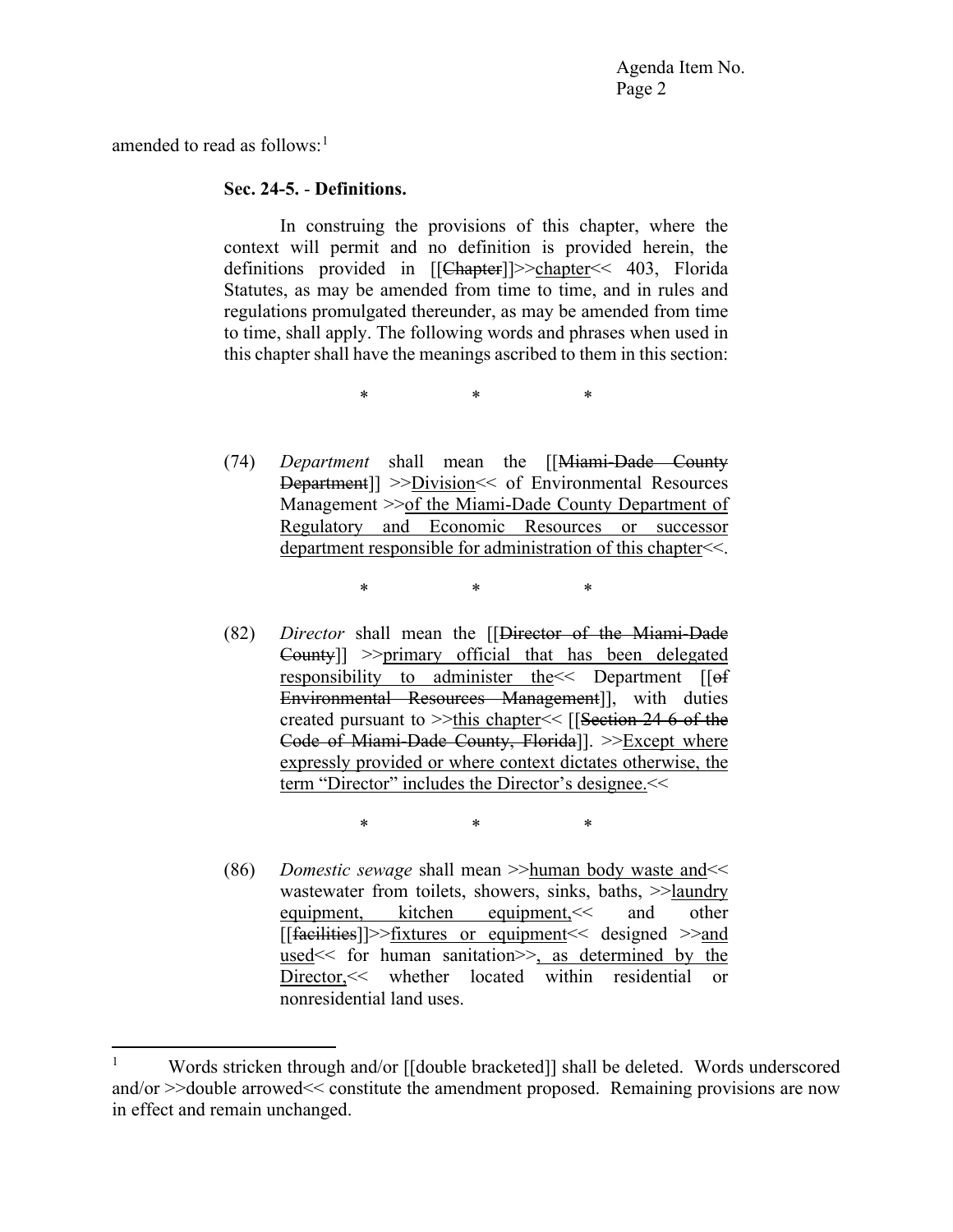amended to read as follows:[1]

**Sec. 24-5. - Definitions.**

In construing the provisions of this chapter, where the context will permit and no definition is provided herein, the definitions provided in [[Chapter]]>>chapter<< 403, Florida Statutes, as may be amended from time to time, and in rules and regulations promulgated thereunder, as may be amended from time to time, shall apply. The following words and phrases when used in this chapter shall have the meanings ascribed to them in this section:

\*            \*            \*

(74) *Department* shall mean the [[Miami-Dade County Department]] >>Division<< of Environmental Resources Management >>of the Miami-Dade County Department of Regulatory and Economic Resources or successor department responsible for administration of this chapter<<.

\*            \*            \*

(82) *Director* shall mean the [[Director of the Miami-Dade County]] >>primary official that has been delegated responsibility to administer the<< Department [[of Environmental Resources Management]], with duties created pursuant to >>this chapter<< [[Section 24-6 of the Code of Miami-Dade County, Florida]]. >>Except where expressly provided or where context dictates otherwise, the term "Director" includes the Director's designee.<<

\*            \*            \*

(86) *Domestic sewage* shall mean >>human body waste and<< wastewater from toilets, showers, sinks, baths, >>laundry equipment, kitchen equipment,<< and other [[facilities]]>>fixtures or equipment<< designed >>and used<< for human sanitation>>, as determined by the Director,<< whether located within residential or nonresidential land uses.

---

[1] Words stricken through and/or [[double bracketed]] shall be deleted. Words underscored and/or >>double arrowed<< constitute the amendment proposed. Remaining provisions are now in effect and remain unchanged.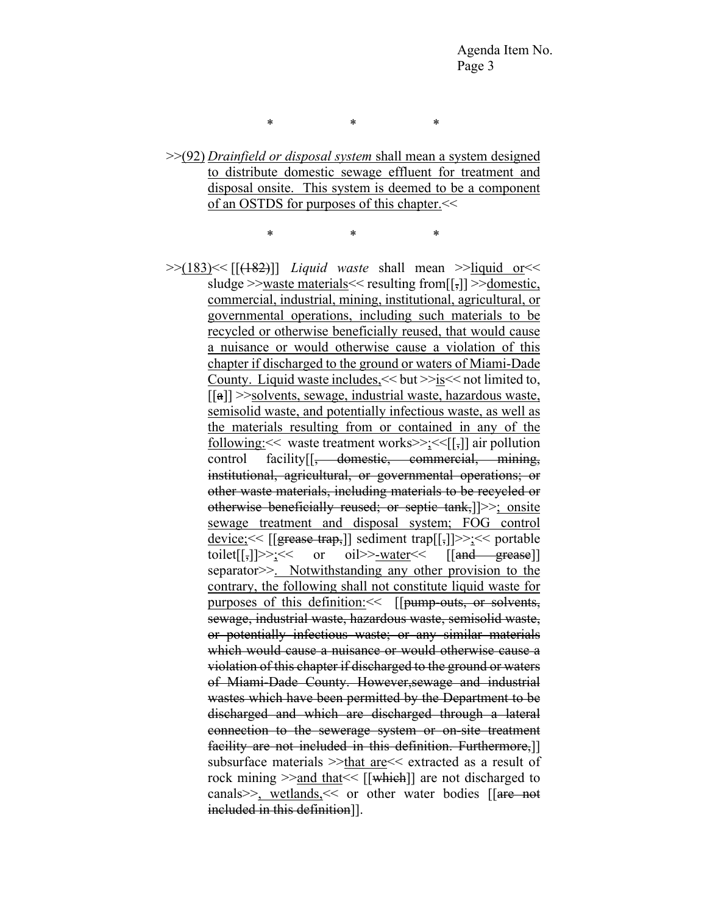\* \* \*

>>(92) *Drainfield or disposal system* shall mean a system designed to distribute domestic sewage effluent for treatment and disposal onsite. This system is deemed to be a component of an OSTDS for purposes of this chapter.<<

\* \* \*

>>(183)<< [[(182)]] *Liquid waste* shall mean >>liquid or<< sludge >>waste materials<< resulting from[[,]] >>domestic, commercial, industrial, mining, institutional, agricultural, or governmental operations, including such materials to be recycled or otherwise beneficially reused, that would cause a nuisance or would otherwise cause a violation of this chapter if discharged to the ground or waters of Miami-Dade County. Liquid waste includes,<< but >>is<< not limited to, [[a]] >>solvents, sewage, industrial waste, hazardous waste, semisolid waste, and potentially infectious waste, as well as the materials resulting from or contained in any of the following:<< waste treatment works>>;<<[[,]] air pollution control facility[[, domestic, commercial, mining, institutional, agricultural, or governmental operations; or other waste materials, including materials to be recycled or otherwise beneficially reused; or septic tank,]]>>; onsite sewage treatment and disposal system; FOG control device;<< [[grease trap,]] sediment trap[[,]]>>;<< portable toilet[[,]]>>;<< or oil>>-water<< [[and grease]] separator>>. Notwithstanding any other provision to the contrary, the following shall not constitute liquid waste for purposes of this definition:<< [[pump-outs, or solvents, sewage, industrial waste, hazardous waste, semisolid waste, or potentially infectious waste; or any similar materials which would cause a nuisance or would otherwise cause a violation of this chapter if discharged to the ground or waters of Miami-Dade County. However,sewage and industrial wastes which have been permitted by the Department to be discharged and which are discharged through a lateral connection to the sewerage system or on-site treatment facility are not included in this definition. Furthermore,]] subsurface materials >>that are<< extracted as a result of rock mining >>and that<< [[which]] are not discharged to canals>>, wetlands,<< or other water bodies [[are not included in this definition]].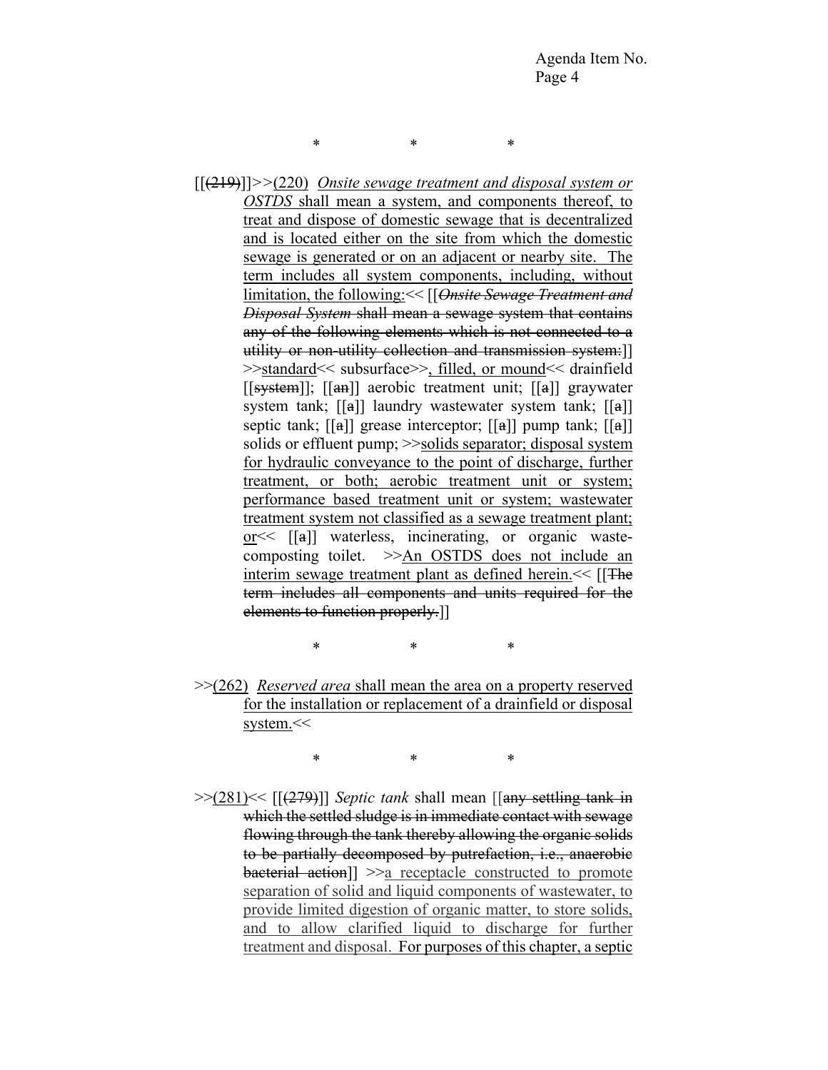\*   \*   \*

[[~~(219)~~]]>>(220) *Onsite sewage treatment and disposal system or OSTDS* shall mean a system, and components thereof, to treat and dispose of domestic sewage that is decentralized and is located either on the site from which the domestic sewage is generated or on an adjacent or nearby site. The term includes all system components, including, without limitation, the following:<< [[~~*Onsite Sewage Treatment and Disposal System* shall mean a sewage system that contains any of the following elements which is not connected to a utility or non-utility collection and transmission system:~~]] >>standard<< subsurface>>, filled, or mound<< drainfield [[~~system~~]]; [[~~an~~]] aerobic treatment unit; [[~~a~~]] graywater system tank; [[~~a~~]] laundry wastewater system tank; [[~~a~~]] septic tank; [[~~a~~]] grease interceptor; [[~~a~~]] pump tank; [[~~a~~]] solids or effluent pump; >>solids separator; disposal system for hydraulic conveyance to the point of discharge, further treatment, or both; aerobic treatment unit or system; performance based treatment unit or system; wastewater treatment system not classified as a sewage treatment plant; or<< [[~~a~~]] waterless, incinerating, or organic waste-composting toilet. >>An OSTDS does not include an interim sewage treatment plant as defined herein.<< [[~~The term includes all components and units required for the elements to function properly.~~]]

\*   \*   \*

>>(262) *Reserved area* shall mean the area on a property reserved for the installation or replacement of a drainfield or disposal system.<<

\*   \*   \*

>>(281)<< [[~~(279)~~]] *Septic tank* shall mean [[~~any settling tank in which the settled sludge is in immediate contact with sewage flowing through the tank thereby allowing the organic solids to be partially decomposed by putrefaction, i.e., anaerobic bacterial action~~]] >>a receptacle constructed to promote separation of solid and liquid components of wastewater, to provide limited digestion of organic matter, to store solids, and to allow clarified liquid to discharge for further treatment and disposal. For purposes of this chapter, a septic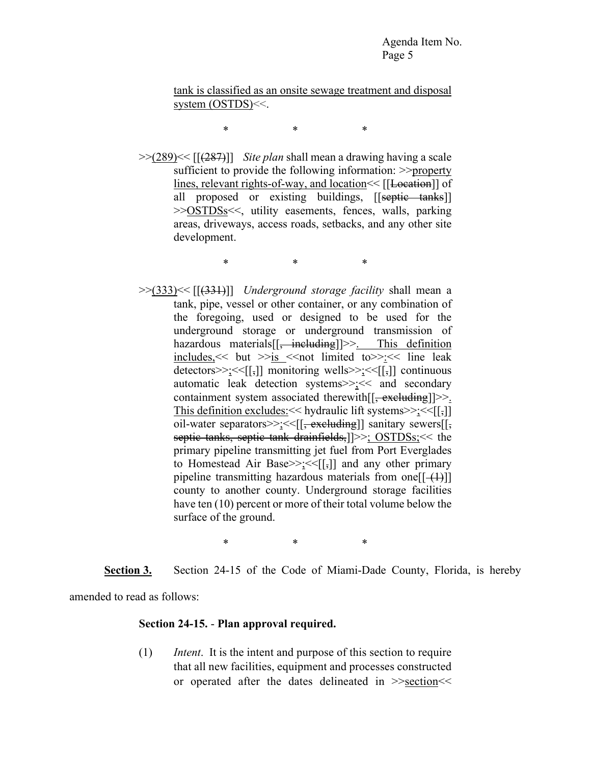tank is classified as an onsite sewage treatment and disposal system (OSTDS)<<.

\*   \*   \*

>>(289)<< [[(287)]] *Site plan* shall mean a drawing having a scale sufficient to provide the following information: >>property lines, relevant rights-of-way, and location<< [[Location]] of all proposed or existing buildings, [[septic tanks]] >>OSTDSs<<, utility easements, fences, walls, parking areas, driveways, access roads, setbacks, and any other site development.

\*   \*   \*

>>(333)<< [[(331)]] *Underground storage facility* shall mean a tank, pipe, vessel or other container, or any combination of the foregoing, used or designed to be used for the underground storage or underground transmission of hazardous materials[[, including]]>>. This definition includes,<< but >>is <<not limited to>>:<< line leak detectors>>;<<[[,]] monitoring wells>>;<<[[,]] continuous automatic leak detection systems>>;<< and secondary containment system associated therewith[[, excluding]]>>. This definition excludes:<< hydraulic lift systems>>;<<[[,]] oil-water separators>>;<<[[, excluding]] sanitary sewers[[, septic tanks, septic tank drainfields,]]>>; OSTDSs;<< the primary pipeline transmitting jet fuel from Port Everglades to Homestead Air Base>>;<<[[,]] and any other primary pipeline transmitting hazardous materials from one[[ (1)]] county to another county. Underground storage facilities have ten (10) percent or more of their total volume below the surface of the ground.

\*   \*   \*

**Section 3.** Section 24-15 of the Code of Miami-Dade County, Florida, is hereby amended to read as follows:

**Section 24-15. - Plan approval required.**

(1) *Intent*. It is the intent and purpose of this section to require that all new facilities, equipment and processes constructed or operated after the dates delineated in >>section<<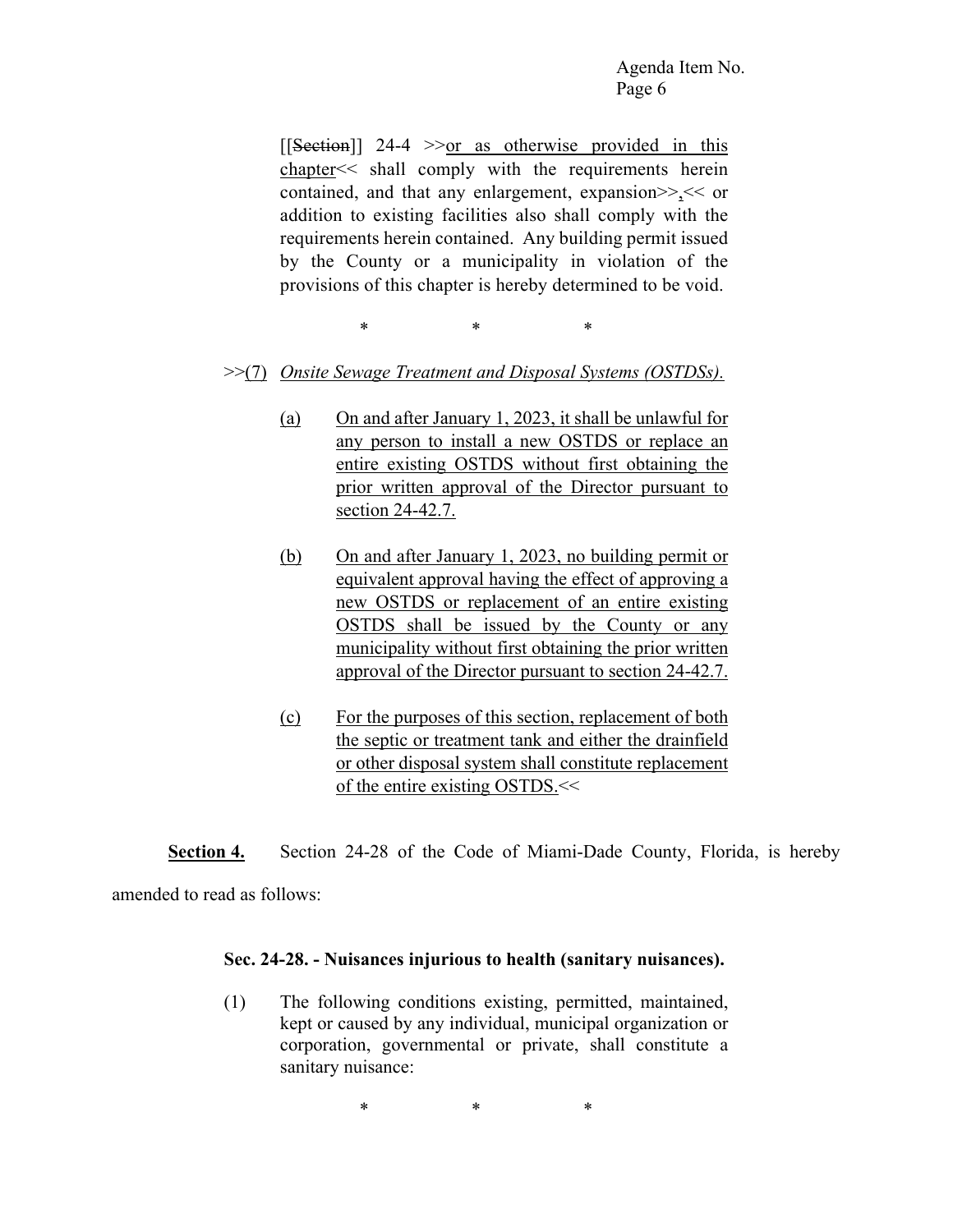[[~~Section~~]] 24-4 >><u>or as otherwise provided in this chapter</u><< shall comply with the requirements herein contained, and that any enlargement, expansion>><u>,</u><< or addition to existing facilities also shall comply with the requirements herein contained. Any building permit issued by the County or a municipality in violation of the provisions of this chapter is hereby determined to be void.

\* \* \*

>><u>(7)</u> <u>*Onsite Sewage Treatment and Disposal Systems (OSTDSs).*</u>

<u>(a)</u> <u>On and after January 1, 2023, it shall be unlawful for any person to install a new OSTDS or replace an entire existing OSTDS without first obtaining the prior written approval of the Director pursuant to section 24-42.7.</u>

<u>(b)</u> <u>On and after January 1, 2023, no building permit or equivalent approval having the effect of approving a new OSTDS or replacement of an entire existing OSTDS shall be issued by the County or any municipality without first obtaining the prior written approval of the Director pursuant to section 24-42.7.</u>

<u>(c)</u> <u>For the purposes of this section, replacement of both the septic or treatment tank and either the drainfield or other disposal system shall constitute replacement of the entire existing OSTDS.</u><<

**<u>Section 4.</u>** Section 24-28 of the Code of Miami-Dade County, Florida, is hereby amended to read as follows:

**Sec. 24-28. - Nuisances injurious to health (sanitary nuisances).**

(1) The following conditions existing, permitted, maintained, kept or caused by any individual, municipal organization or corporation, governmental or private, shall constitute a sanitary nuisance:

\* \* \*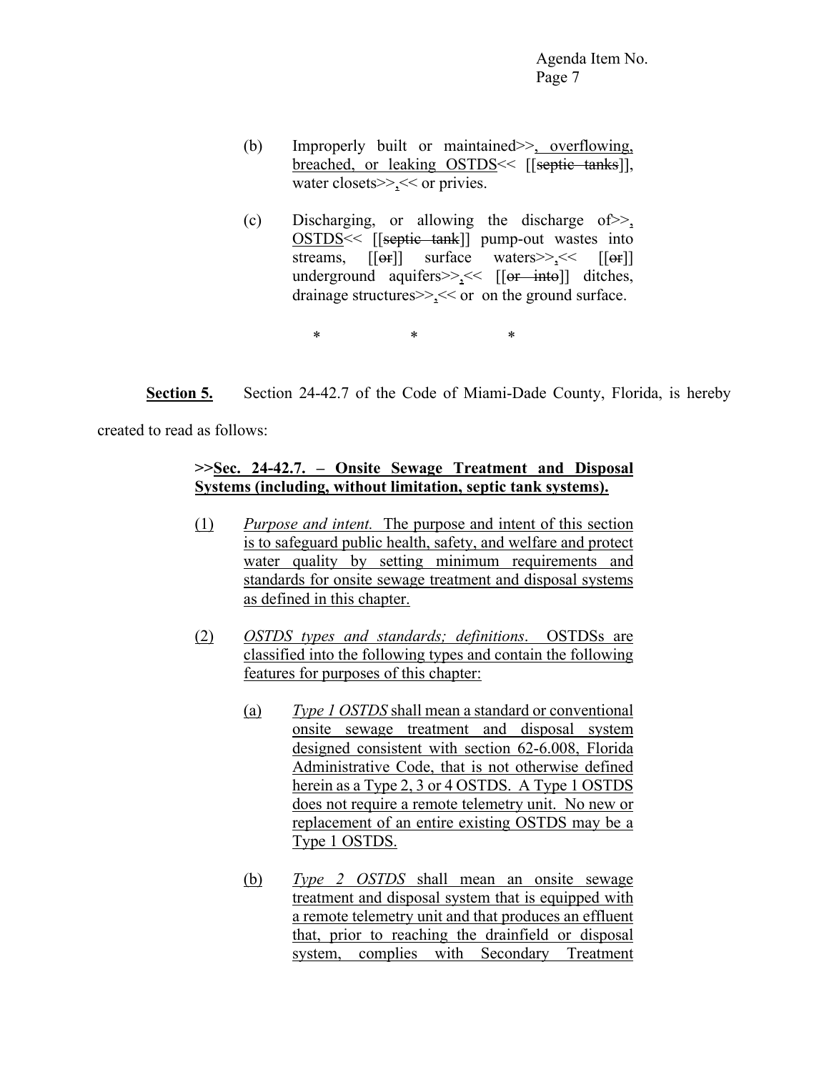(b) Improperly built or maintained>>, overflowing, breached, or leaking OSTDS<< [[~~septic tanks~~]], water closets>>,<< or privies.

(c) Discharging, or allowing the discharge of>>, OSTDS<< [[~~septic tank~~]] pump-out wastes into streams, [[~~or~~]] surface waters>>,<< [[~~or~~]] underground aquifers>>,<< [[~~or into~~]] ditches, drainage structures>>,<< or on the ground surface.

\* \* \*

**Section 5.** Section 24-42.7 of the Code of Miami-Dade County, Florida, is hereby created to read as follows:

>>**Sec. 24-42.7. – Onsite Sewage Treatment and Disposal Systems (including, without limitation, septic tank systems).**

(1) *Purpose and intent.* The purpose and intent of this section is to safeguard public health, safety, and welfare and protect water quality by setting minimum requirements and standards for onsite sewage treatment and disposal systems as defined in this chapter.

(2) *OSTDS types and standards; definitions*. OSTDSs are classified into the following types and contain the following features for purposes of this chapter:

(a) *Type 1 OSTDS* shall mean a standard or conventional onsite sewage treatment and disposal system designed consistent with section 62-6.008, Florida Administrative Code, that is not otherwise defined herein as a Type 2, 3 or 4 OSTDS. A Type 1 OSTDS does not require a remote telemetry unit. No new or replacement of an entire existing OSTDS may be a Type 1 OSTDS.

(b) *Type 2 OSTDS* shall mean an onsite sewage treatment and disposal system that is equipped with a remote telemetry unit and that produces an effluent that, prior to reaching the drainfield or disposal system, complies with Secondary Treatment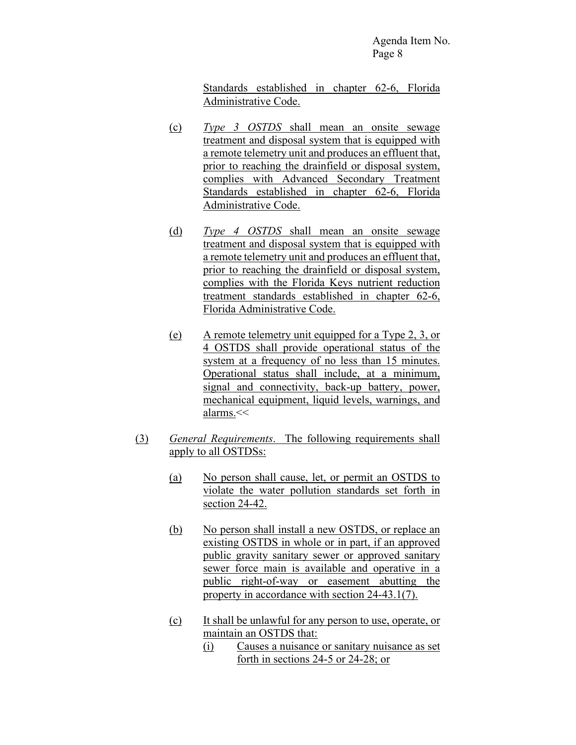Standards established in chapter 62-6, Florida Administrative Code.

(c) *Type 3 OSTDS* shall mean an onsite sewage treatment and disposal system that is equipped with a remote telemetry unit and produces an effluent that, prior to reaching the drainfield or disposal system, complies with Advanced Secondary Treatment Standards established in chapter 62-6, Florida Administrative Code.

(d) *Type 4 OSTDS* shall mean an onsite sewage treatment and disposal system that is equipped with a remote telemetry unit and produces an effluent that, prior to reaching the drainfield or disposal system, complies with the Florida Keys nutrient reduction treatment standards established in chapter 62-6, Florida Administrative Code.

(e) A remote telemetry unit equipped for a Type 2, 3, or 4 OSTDS shall provide operational status of the system at a frequency of no less than 15 minutes. Operational status shall include, at a minimum, signal and connectivity, back-up battery, power, mechanical equipment, liquid levels, warnings, and alarms.<<

(3) *General Requirements*. The following requirements shall apply to all OSTDSs:

(a) No person shall cause, let, or permit an OSTDS to violate the water pollution standards set forth in section 24-42.

(b) No person shall install a new OSTDS, or replace an existing OSTDS in whole or in part, if an approved public gravity sanitary sewer or approved sanitary sewer force main is available and operative in a public right-of-way or easement abutting the property in accordance with section 24-43.1(7).

(c) It shall be unlawful for any person to use, operate, or maintain an OSTDS that:

(i) Causes a nuisance or sanitary nuisance as set forth in sections 24-5 or 24-28; or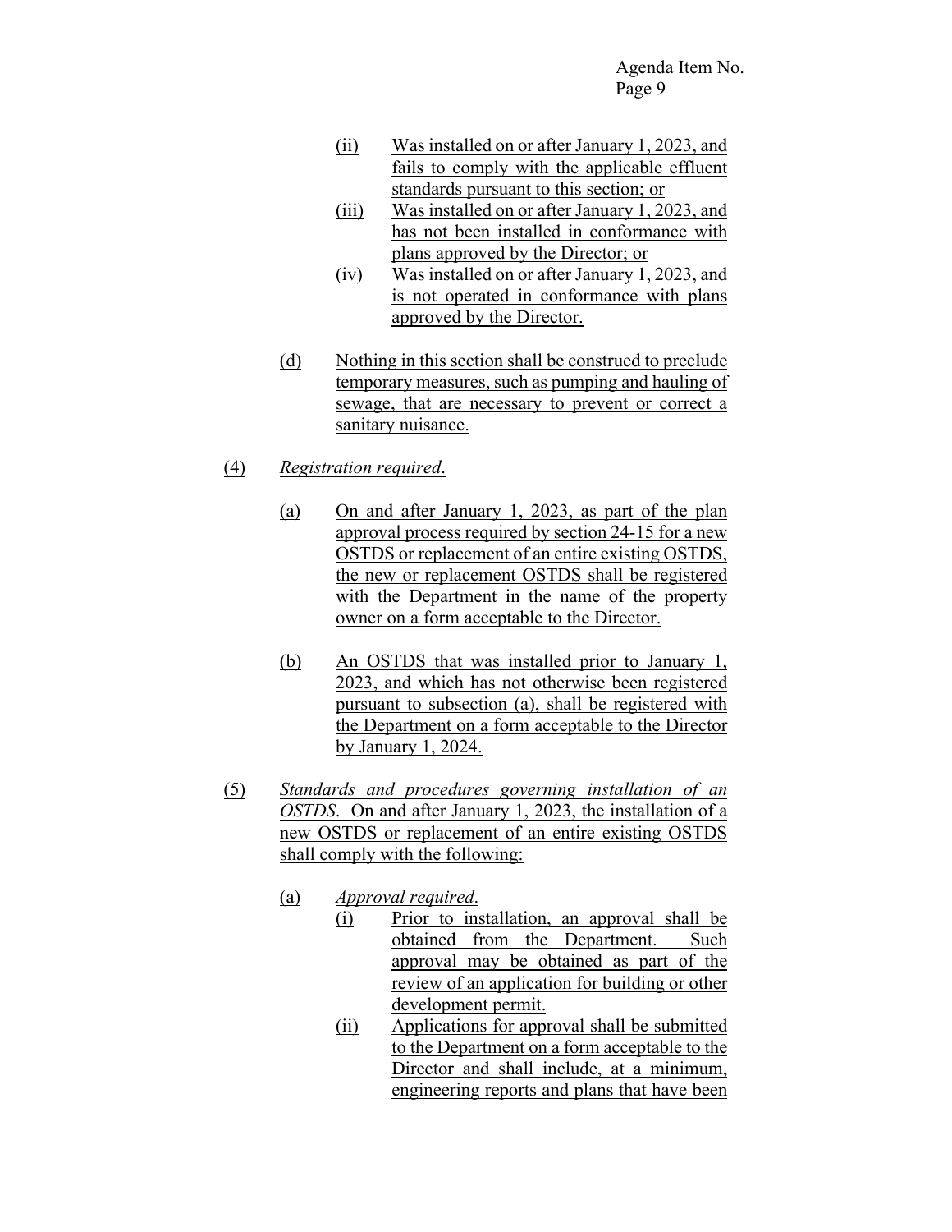(ii) Was installed on or after January 1, 2023, and fails to comply with the applicable effluent standards pursuant to this section; or

(iii) Was installed on or after January 1, 2023, and has not been installed in conformance with plans approved by the Director; or

(iv) Was installed on or after January 1, 2023, and is not operated in conformance with plans approved by the Director.

(d) Nothing in this section shall be construed to preclude temporary measures, such as pumping and hauling of sewage, that are necessary to prevent or correct a sanitary nuisance.

(4) *Registration required.*

(a) On and after January 1, 2023, as part of the plan approval process required by section 24-15 for a new OSTDS or replacement of an entire existing OSTDS, the new or replacement OSTDS shall be registered with the Department in the name of the property owner on a form acceptable to the Director.

(b) An OSTDS that was installed prior to January 1, 2023, and which has not otherwise been registered pursuant to subsection (a), shall be registered with the Department on a form acceptable to the Director by January 1, 2024.

(5) *Standards and procedures governing installation of an OSTDS.* On and after January 1, 2023, the installation of a new OSTDS or replacement of an entire existing OSTDS shall comply with the following:

(a) *Approval required.*

(i) Prior to installation, an approval shall be obtained from the Department. Such approval may be obtained as part of the review of an application for building or other development permit.

(ii) Applications for approval shall be submitted to the Department on a form acceptable to the Director and shall include, at a minimum, engineering reports and plans that have been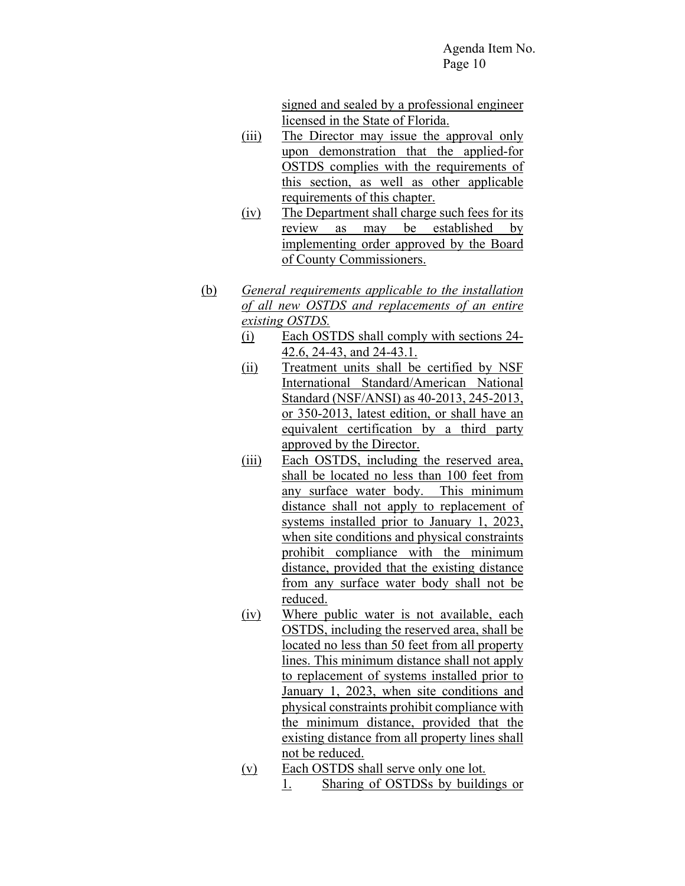signed and sealed by a professional engineer licensed in the State of Florida.

(iii) The Director may issue the approval only upon demonstration that the applied-for OSTDS complies with the requirements of this section, as well as other applicable requirements of this chapter.

(iv) The Department shall charge such fees for its review as may be established by implementing order approved by the Board of County Commissioners.

(b) *General requirements applicable to the installation of all new OSTDS and replacements of an entire existing OSTDS.*

(i) Each OSTDS shall comply with sections 24-42.6, 24-43, and 24-43.1.

(ii) Treatment units shall be certified by NSF International Standard/American National Standard (NSF/ANSI) as 40-2013, 245-2013, or 350-2013, latest edition, or shall have an equivalent certification by a third party approved by the Director.

(iii) Each OSTDS, including the reserved area, shall be located no less than 100 feet from any surface water body. This minimum distance shall not apply to replacement of systems installed prior to January 1, 2023, when site conditions and physical constraints prohibit compliance with the minimum distance, provided that the existing distance from any surface water body shall not be reduced.

(iv) Where public water is not available, each OSTDS, including the reserved area, shall be located no less than 50 feet from all property lines. This minimum distance shall not apply to replacement of systems installed prior to January 1, 2023, when site conditions and physical constraints prohibit compliance with the minimum distance, provided that the existing distance from all property lines shall not be reduced.

(v) Each OSTDS shall serve only one lot.

1. Sharing of OSTDSs by buildings or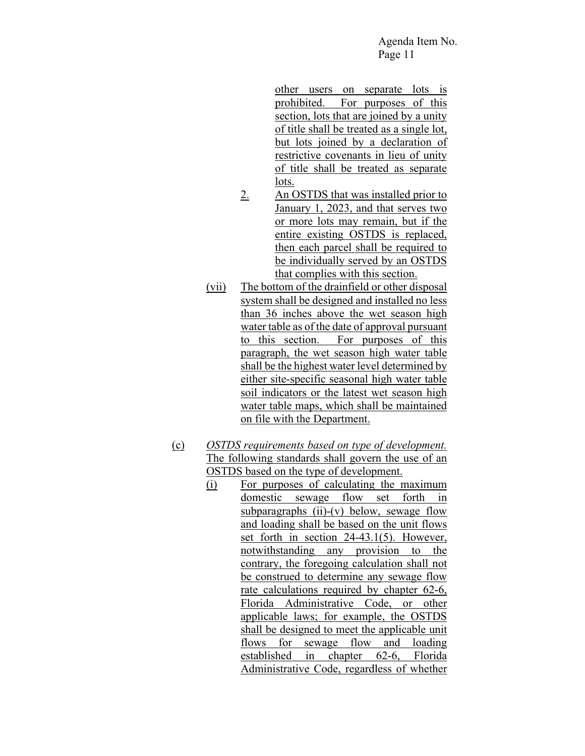other users on separate lots is prohibited. For purposes of this section, lots that are joined by a unity of title shall be treated as a single lot, but lots joined by a declaration of restrictive covenants in lieu of unity of title shall be treated as separate lots.

2. An OSTDS that was installed prior to January 1, 2023, and that serves two or more lots may remain, but if the entire existing OSTDS is replaced, then each parcel shall be required to be individually served by an OSTDS that complies with this section.

(vii) The bottom of the drainfield or other disposal system shall be designed and installed no less than 36 inches above the wet season high water table as of the date of approval pursuant to this section. For purposes of this paragraph, the wet season high water table shall be the highest water level determined by either site-specific seasonal high water table soil indicators or the latest wet season high water table maps, which shall be maintained on file with the Department.

(c) *OSTDS requirements based on type of development.* The following standards shall govern the use of an OSTDS based on the type of development.

(i) For purposes of calculating the maximum domestic sewage flow set forth in subparagraphs (ii)-(v) below, sewage flow and loading shall be based on the unit flows set forth in section 24-43.1(5). However, notwithstanding any provision to the contrary, the foregoing calculation shall not be construed to determine any sewage flow rate calculations required by chapter 62-6, Florida Administrative Code, or other applicable laws; for example, the OSTDS shall be designed to meet the applicable unit flows for sewage flow and loading established in chapter 62-6, Florida Administrative Code, regardless of whether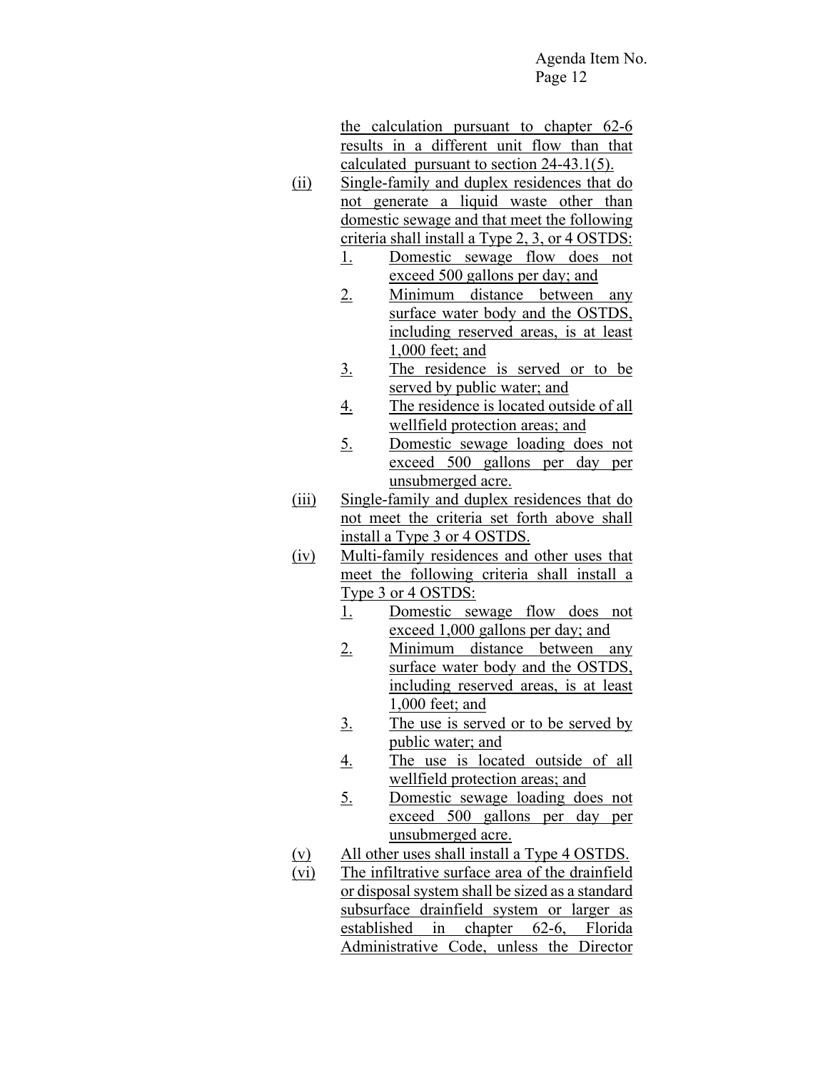the calculation pursuant to chapter 62-6 results in a different unit flow than that calculated pursuant to section 24-43.1(5).

(ii) Single-family and duplex residences that do not generate a liquid waste other than domestic sewage and that meet the following criteria shall install a Type 2, 3, or 4 OSTDS:

1. Domestic sewage flow does not exceed 500 gallons per day; and
2. Minimum distance between any surface water body and the OSTDS, including reserved areas, is at least 1,000 feet; and
3. The residence is served or to be served by public water; and
4. The residence is located outside of all wellfield protection areas; and
5. Domestic sewage loading does not exceed 500 gallons per day per unsubmerged acre.

(iii) Single-family and duplex residences that do not meet the criteria set forth above shall install a Type 3 or 4 OSTDS.

(iv) Multi-family residences and other uses that meet the following criteria shall install a Type 3 or 4 OSTDS:

1. Domestic sewage flow does not exceed 1,000 gallons per day; and
2. Minimum distance between any surface water body and the OSTDS, including reserved areas, is at least 1,000 feet; and
3. The use is served or to be served by public water; and
4. The use is located outside of all wellfield protection areas; and
5. Domestic sewage loading does not exceed 500 gallons per day per unsubmerged acre.

(v) All other uses shall install a Type 4 OSTDS.

(vi) The infiltrative surface area of the drainfield or disposal system shall be sized as a standard subsurface drainfield system or larger as established in chapter 62-6, Florida Administrative Code, unless the Director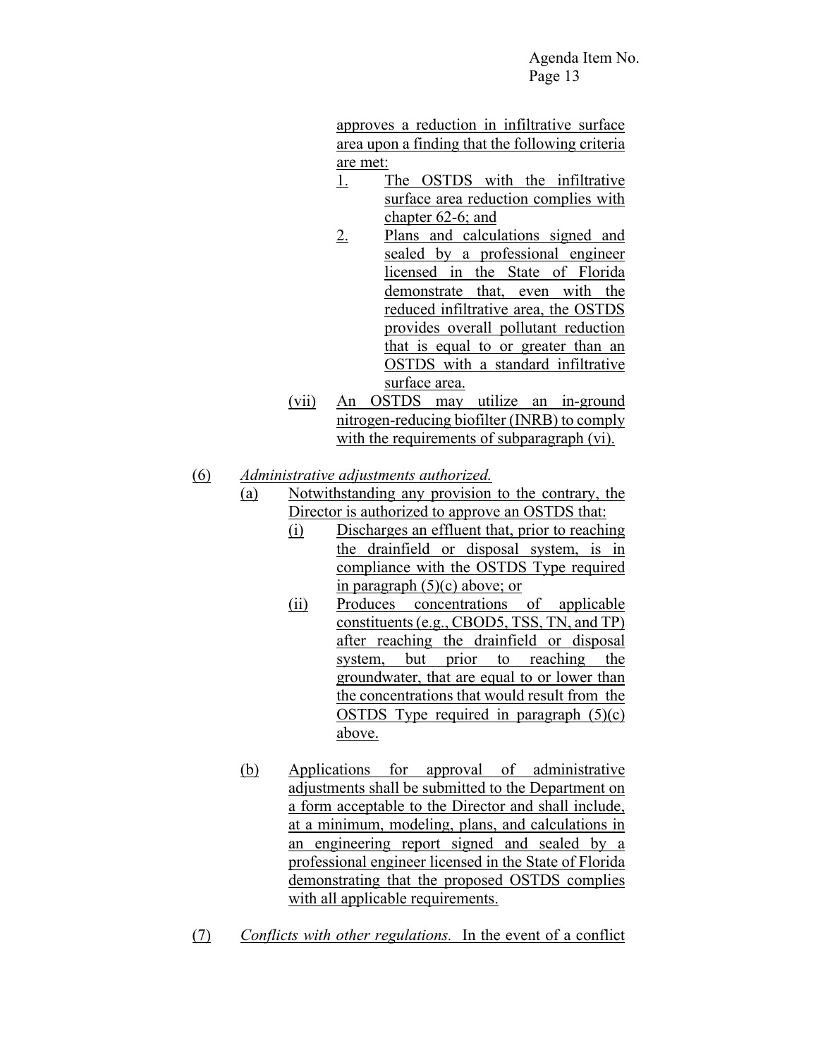approves a reduction in infiltrative surface area upon a finding that the following criteria are met:

1. The OSTDS with the infiltrative surface area reduction complies with chapter 62-6; and
2. Plans and calculations signed and sealed by a professional engineer licensed in the State of Florida demonstrate that, even with the reduced infiltrative area, the OSTDS provides overall pollutant reduction that is equal to or greater than an OSTDS with a standard infiltrative surface area.

(vii) An OSTDS may utilize an in-ground nitrogen-reducing biofilter (INRB) to comply with the requirements of subparagraph (vi).

(6) *Administrative adjustments authorized.*

(a) Notwithstanding any provision to the contrary, the Director is authorized to approve an OSTDS that:

(i) Discharges an effluent that, prior to reaching the drainfield or disposal system, is in compliance with the OSTDS Type required in paragraph (5)(c) above; or

(ii) Produces concentrations of applicable constituents (e.g., CBOD5, TSS, TN, and TP) after reaching the drainfield or disposal system, but prior to reaching the groundwater, that are equal to or lower than the concentrations that would result from the OSTDS Type required in paragraph (5)(c) above.

(b) Applications for approval of administrative adjustments shall be submitted to the Department on a form acceptable to the Director and shall include, at a minimum, modeling, plans, and calculations in an engineering report signed and sealed by a professional engineer licensed in the State of Florida demonstrating that the proposed OSTDS complies with all applicable requirements.

(7) *Conflicts with other regulations.* In the event of a conflict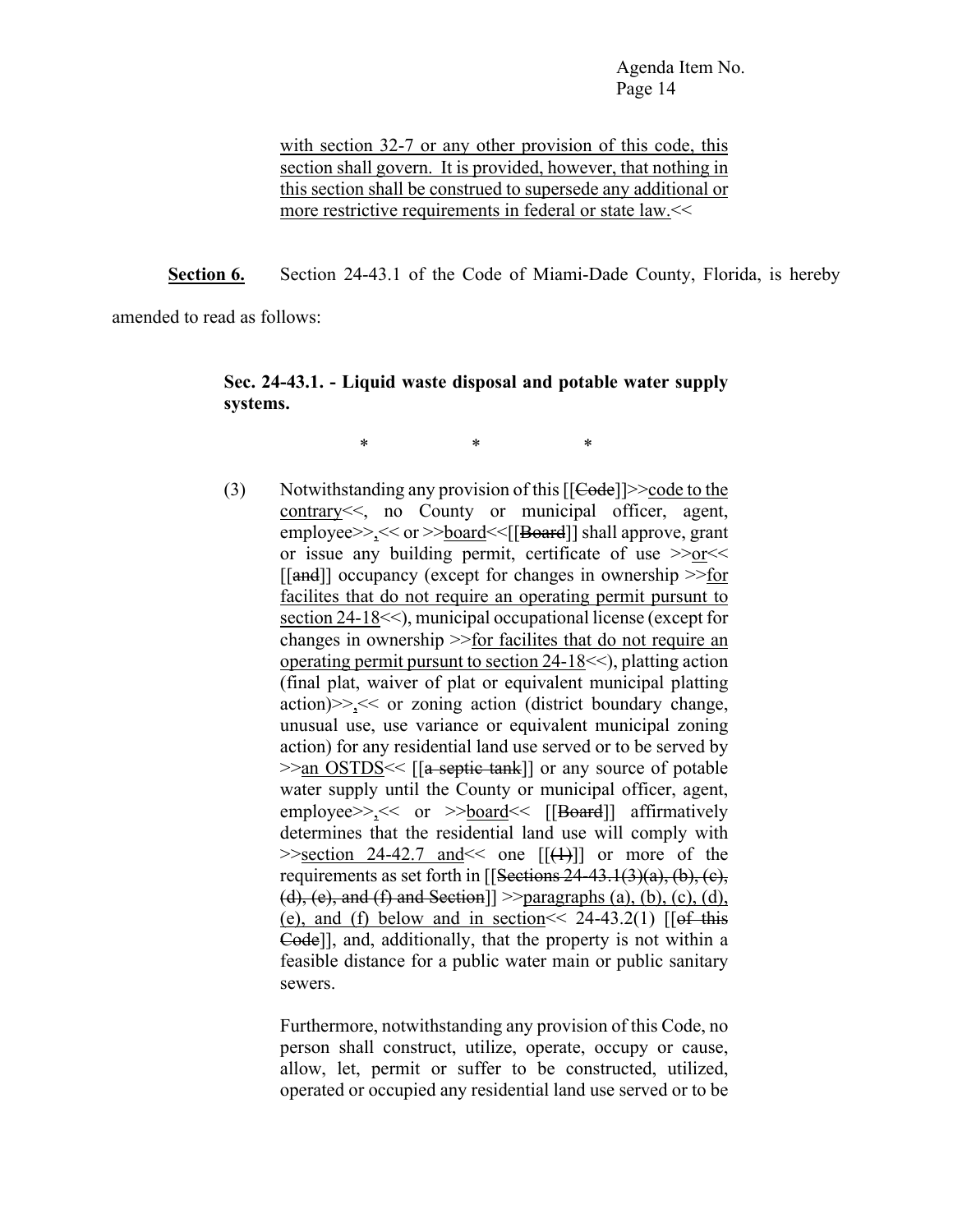with section 32-7 or any other provision of this code, this section shall govern. It is provided, however, that nothing in this section shall be construed to supersede any additional or more restrictive requirements in federal or state law.<<

**Section 6.** Section 24-43.1 of the Code of Miami-Dade County, Florida, is hereby amended to read as follows:

**Sec. 24-43.1. - Liquid waste disposal and potable water supply systems.**

\* \* \*

(3) Notwithstanding any provision of this [[Code]]>>code to the contrary<<, no County or municipal officer, agent, employee>>,<< or >>board<<[[Board]] shall approve, grant or issue any building permit, certificate of use >>or<< [[and]] occupancy (except for changes in ownership >>for facilites that do not require an operating permit pursuant to section 24-18<<), municipal occupational license (except for changes in ownership >>for facilites that do not require an operating permit pursuant to section 24-18<<), platting action (final plat, waiver of plat or equivalent municipal platting action)>>,<< or zoning action (district boundary change, unusual use, use variance or equivalent municipal zoning action) for any residential land use served or to be served by >>an OSTDS<< [[a septic tank]] or any source of potable water supply until the County or municipal officer, agent, employee>>,<< or >>board<< [[Board]] affirmatively determines that the residential land use will comply with >>section 24-42.7 and<< one [[(1)]] or more of the requirements as set forth in [[Sections 24-43.1(3)(a), (b), (c), (d), (e), and (f) and Section]] >>paragraphs (a), (b), (c), (d), (e), and (f) below and in section<< 24-43.2(1) [[of this Code]], and, additionally, that the property is not within a feasible distance for a public water main or public sanitary sewers.

Furthermore, notwithstanding any provision of this Code, no person shall construct, utilize, operate, occupy or cause, allow, let, permit or suffer to be constructed, utilized, operated or occupied any residential land use served or to be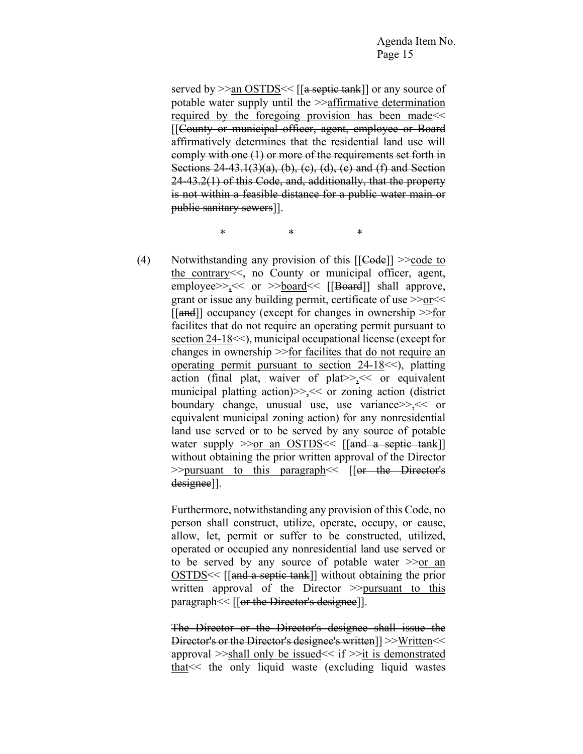served by >>an OSTDS<< [[~~a septic tank~~]] or any source of potable water supply until the >>affirmative determination required by the foregoing provision has been made<< [[~~County or municipal officer, agent, employee or Board affirmatively determines that the residential land use will comply with one (1) or more of the requirements set forth in Sections 24-43.1(3)(a), (b), (c), (d), (e) and (f) and Section 24-43.2(1) of this Code, and, additionally, that the property is not within a feasible distance for a public water main or public sanitary sewers~~]].

\* \* \*

(4) Notwithstanding any provision of this [[~~Code~~]] >>code to the contrary<<, no County or municipal officer, agent, employee>>,<< or >>board<< [[~~Board~~]] shall approve, grant or issue any building permit, certificate of use >>or<< [[~~and~~]] occupancy (except for changes in ownership >>for facilites that do not require an operating permit pursuant to section 24-18<<), municipal occupational license (except for changes in ownership >>for facilites that do not require an operating permit pursuant to section 24-18<<), platting action (final plat, waiver of plat>>,<< or equivalent municipal platting action)>>,<< or zoning action (district boundary change, unusual use, use variance>>,<< or equivalent municipal zoning action) for any nonresidential land use served or to be served by any source of potable water supply >>or an OSTDS<< [[~~and a septic tank~~]] without obtaining the prior written approval of the Director >>pursuant to this paragraph<< [[~~or the Director's designee~~]].

Furthermore, notwithstanding any provision of this Code, no person shall construct, utilize, operate, occupy, or cause, allow, let, permit or suffer to be constructed, utilized, operated or occupied any nonresidential land use served or to be served by any source of potable water >>or an OSTDS<< [[~~and a septic tank~~]] without obtaining the prior written approval of the Director >>pursuant to this paragraph<< [[~~or the Director's designee~~]].

~~The Director or the Director's designee shall issue the Director's or the Director's designee's written~~]] >>Written<< approval >>shall only be issued<< if >>it is demonstrated that<< the only liquid waste (excluding liquid wastes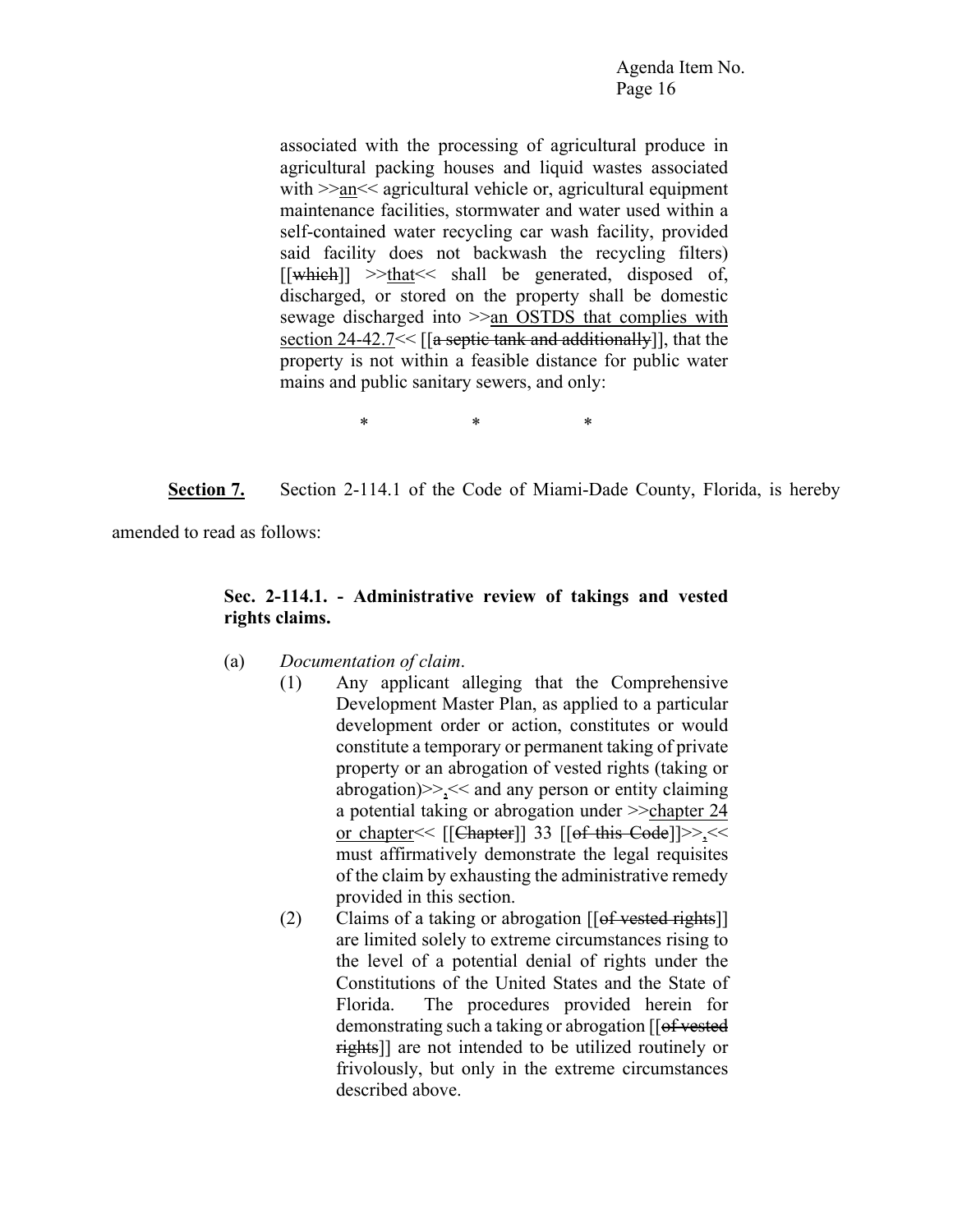associated with the processing of agricultural produce in agricultural packing houses and liquid wastes associated with >>an<< agricultural vehicle or, agricultural equipment maintenance facilities, stormwater and water used within a self-contained water recycling car wash facility, provided said facility does not backwash the recycling filters) [[~~which~~]] >>that<< shall be generated, disposed of, discharged, or stored on the property shall be domestic sewage discharged into >>an OSTDS that complies with section 24-42.7<< [[~~a septic tank and additionally~~]], that the property is not within a feasible distance for public water mains and public sanitary sewers, and only:

\*　　　　\*　　　　\*

**Section 7.** Section 2-114.1 of the Code of Miami-Dade County, Florida, is hereby amended to read as follows:

**Sec. 2-114.1. - Administrative review of takings and vested rights claims.**

(a) *Documentation of claim*.

(1) Any applicant alleging that the Comprehensive Development Master Plan, as applied to a particular development order or action, constitutes or would constitute a temporary or permanent taking of private property or an abrogation of vested rights (taking or abrogation)>>,<< and any person or entity claiming a potential taking or abrogation under >>chapter 24 or chapter<< [[~~Chapter~~]] 33 [[~~of this Code~~]]>>,<< must affirmatively demonstrate the legal requisites of the claim by exhausting the administrative remedy provided in this section.

(2) Claims of a taking or abrogation [[~~of vested rights~~]] are limited solely to extreme circumstances rising to the level of a potential denial of rights under the Constitutions of the United States and the State of Florida. The procedures provided herein for demonstrating such a taking or abrogation [[~~of vested rights~~]] are not intended to be utilized routinely or frivolously, but only in the extreme circumstances described above.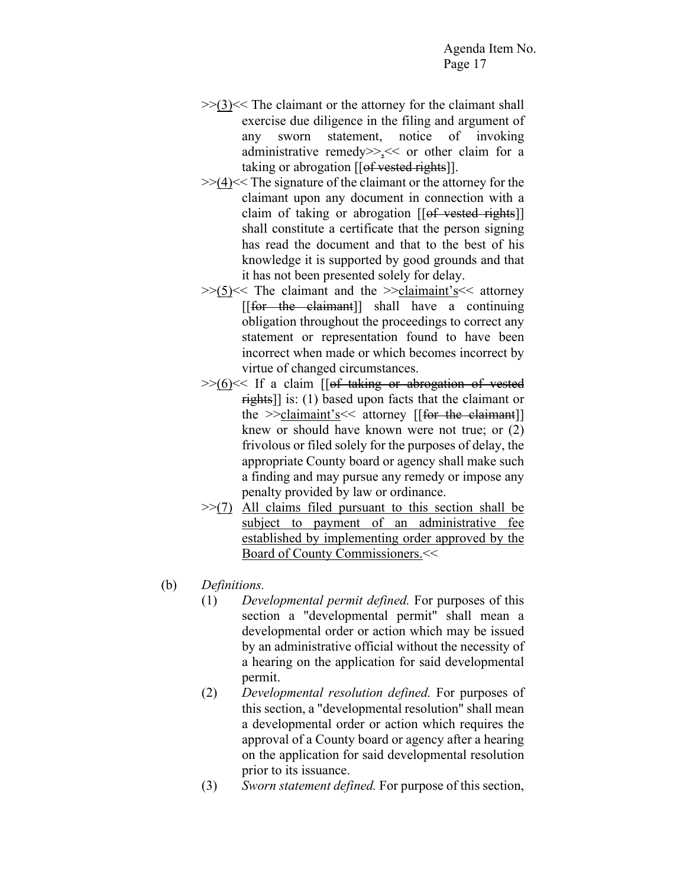>>(3)<< The claimant or the attorney for the claimant shall exercise due diligence in the filing and argument of any sworn statement, notice of invoking administrative remedy>>,<< or other claim for a taking or abrogation [[~~of vested rights~~]].

>>(4)<< The signature of the claimant or the attorney for the claimant upon any document in connection with a claim of taking or abrogation [[~~of vested rights~~]] shall constitute a certificate that the person signing has read the document and that to the best of his knowledge it is supported by good grounds and that it has not been presented solely for delay.

>>(5)<< The claimant and the >>claimant's<< attorney [[~~for the claimant~~]] shall have a continuing obligation throughout the proceedings to correct any statement or representation found to have been incorrect when made or which becomes incorrect by virtue of changed circumstances.

>>(6)<< If a claim [[~~of taking or abrogation of vested rights~~]] is: (1) based upon facts that the claimant or the >>claimant's<< attorney [[~~for the claimant~~]] knew or should have known were not true; or (2) frivolous or filed solely for the purposes of delay, the appropriate County board or agency shall make such a finding and may pursue any remedy or impose any penalty provided by law or ordinance.

>>(7) All claims filed pursuant to this section shall be subject to payment of an administrative fee established by implementing order approved by the Board of County Commissioners.<<

(b) *Definitions.*

(1) *Developmental permit defined.* For purposes of this section a "developmental permit" shall mean a developmental order or action which may be issued by an administrative official without the necessity of a hearing on the application for said developmental permit.

(2) *Developmental resolution defined.* For purposes of this section, a "developmental resolution" shall mean a developmental order or action which requires the approval of a County board or agency after a hearing on the application for said developmental resolution prior to its issuance.

(3) *Sworn statement defined.* For purpose of this section,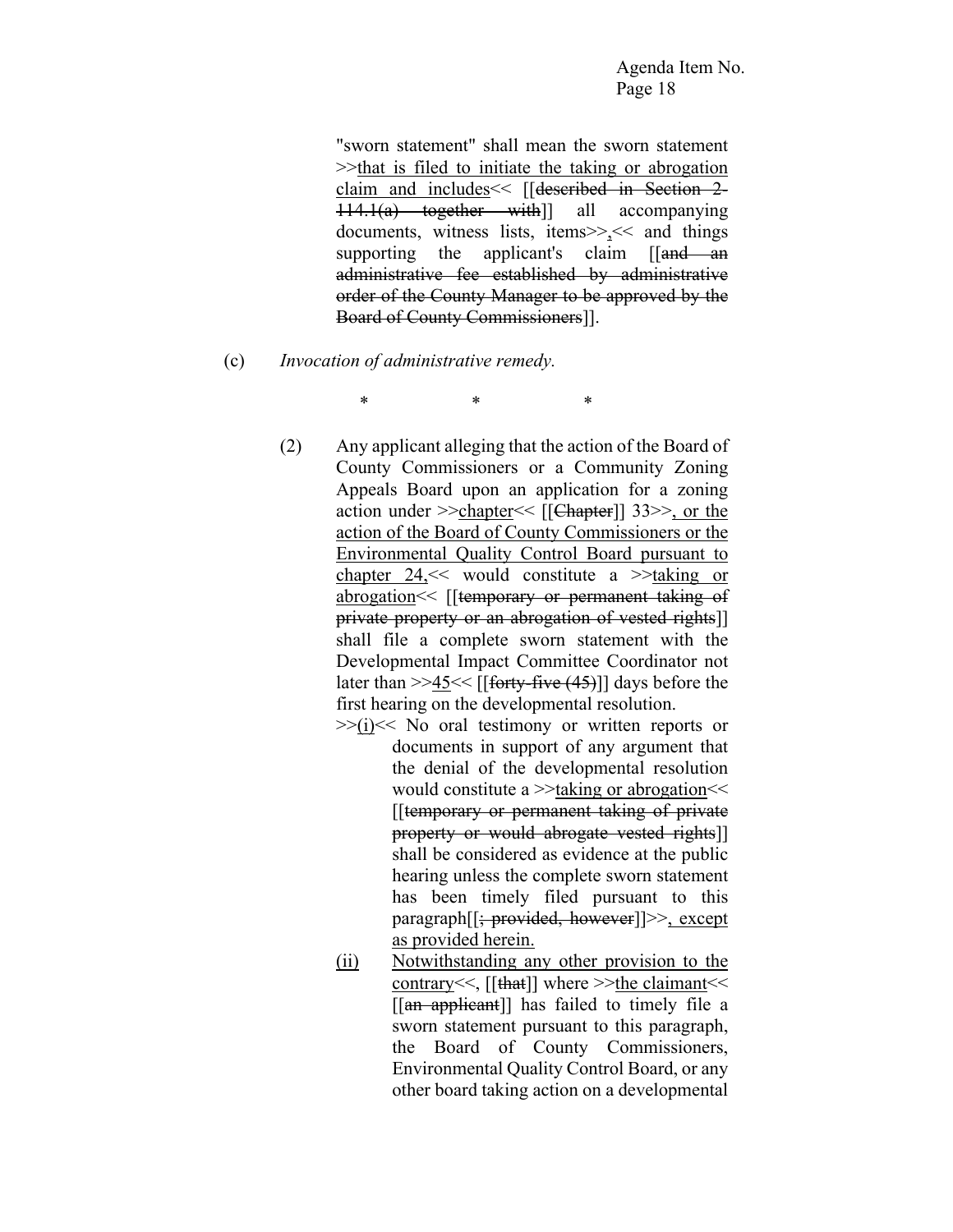"sworn statement" shall mean the sworn statement >>that is filed to initiate the taking or abrogation claim and includes<< [[~~described in Section 2-114.1(a) together with~~]] all accompanying documents, witness lists, items>>,<< and things supporting the applicant's claim [[~~and an administrative fee established by administrative order of the County Manager to be approved by the Board of County Commissioners~~]].

(c) *Invocation of administrative remedy.*

\* \* \*

(2) Any applicant alleging that the action of the Board of County Commissioners or a Community Zoning Appeals Board upon an application for a zoning action under >>chapter<< [[~~Chapter~~]] 33>>, or the action of the Board of County Commissioners or the Environmental Quality Control Board pursuant to chapter 24,<< would constitute a >>taking or abrogation<< [[~~temporary or permanent taking of private property or an abrogation of vested rights~~]] shall file a complete sworn statement with the Developmental Impact Committee Coordinator not later than >>45<< [[~~forty-five (45)~~]] days before the first hearing on the developmental resolution.

>>(i)<< No oral testimony or written reports or documents in support of any argument that the denial of the developmental resolution would constitute a >>taking or abrogation<< [[~~temporary or permanent taking of private property or would abrogate vested rights~~]] shall be considered as evidence at the public hearing unless the complete sworn statement has been timely filed pursuant to this paragraph[[~~; provided, however~~]]>>, except as provided herein.

(ii) Notwithstanding any other provision to the contrary<<, [[~~that~~]] where >>the claimant<< [[~~an applicant~~]] has failed to timely file a sworn statement pursuant to this paragraph, the Board of County Commissioners, Environmental Quality Control Board, or any other board taking action on a developmental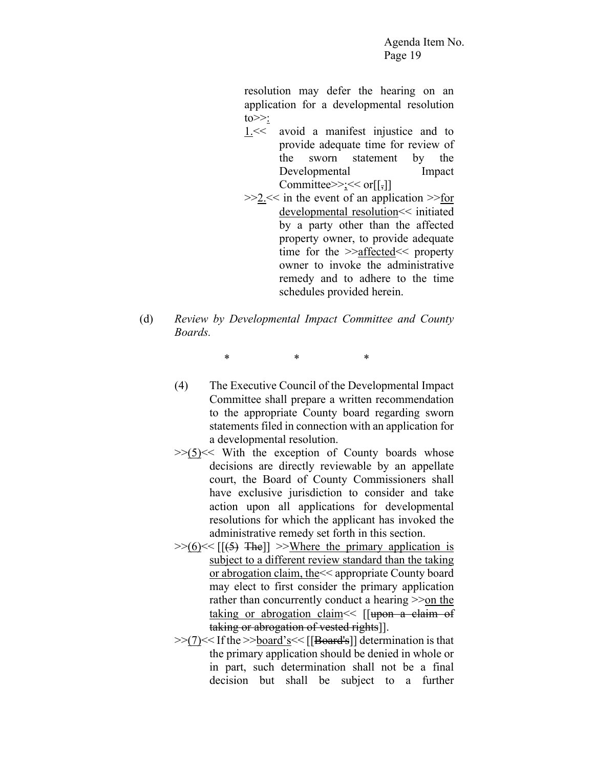resolution may defer the hearing on an application for a developmental resolution to>>:

>>1.<< avoid a manifest injustice and to provide adequate time for review of the sworn statement by the Developmental Impact Committee>>;<< or[[,]]

>>2.<< in the event of an application >>for developmental resolution<< initiated by a party other than the affected property owner, to provide adequate time for the >>affected<< property owner to invoke the administrative remedy and to adhere to the time schedules provided herein.

(d) *Review by Developmental Impact Committee and County Boards.*

\* \* \*

(4) The Executive Council of the Developmental Impact Committee shall prepare a written recommendation to the appropriate County board regarding sworn statements filed in connection with an application for a developmental resolution.

>>(5)<< With the exception of County boards whose decisions are directly reviewable by an appellate court, the Board of County Commissioners shall have exclusive jurisdiction to consider and take action upon all applications for developmental resolutions for which the applicant has invoked the administrative remedy set forth in this section.

>>(6)<< [[(5) The]] >>Where the primary application is subject to a different review standard than the taking or abrogation claim, the<< appropriate County board may elect to first consider the primary application rather than concurrently conduct a hearing >>on the taking or abrogation claim<< [[upon a claim of taking or abrogation of vested rights]].

>>(7)<< If the >>board's<< [[Board's]] determination is that the primary application should be denied in whole or in part, such determination shall not be a final decision but shall be subject to a further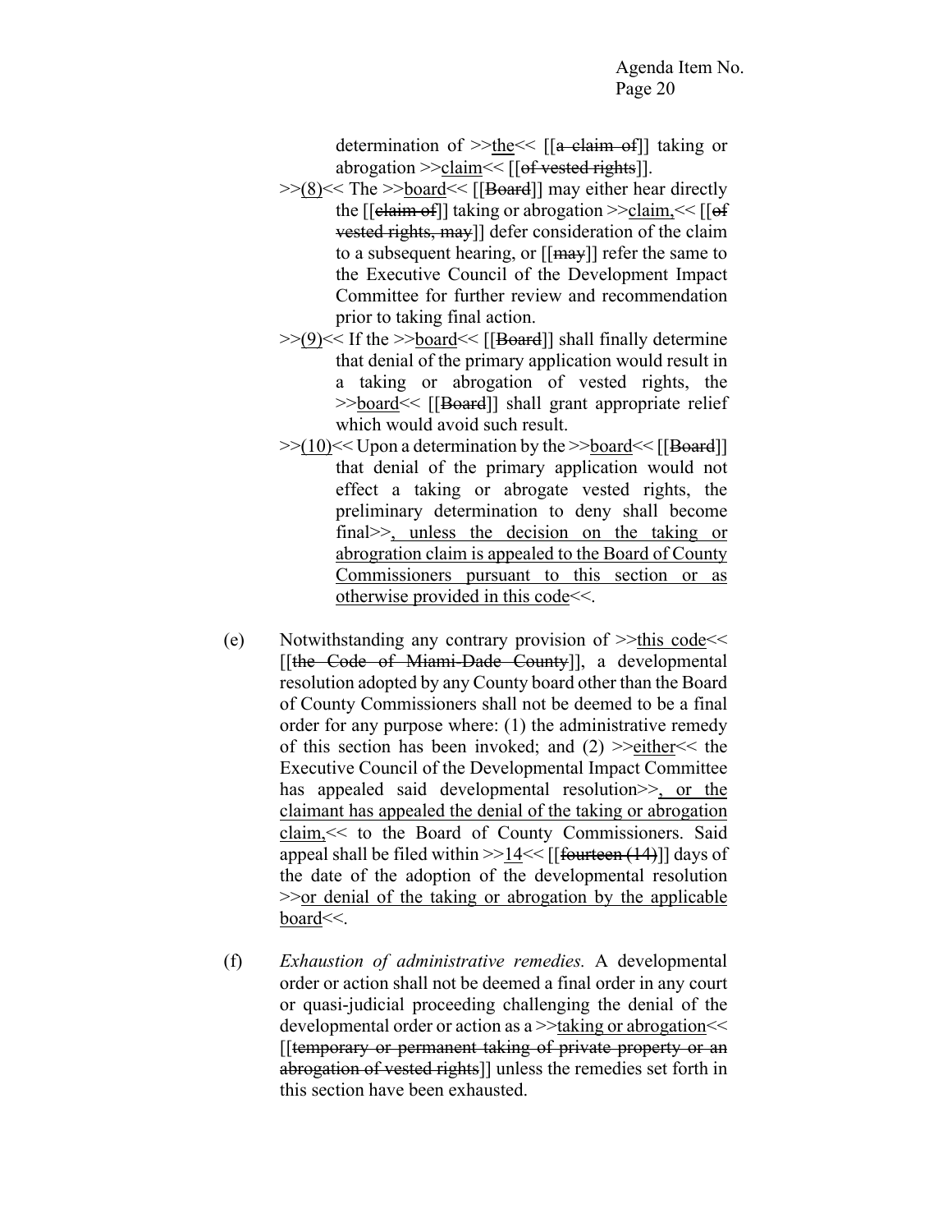determination of >>the<< [[a claim of]] taking or abrogation >>claim<< [[of vested rights]].

>>(8)<< The >>board<< [[Board]] may either hear directly the [[claim of]] taking or abrogation >>claim,<< [[of vested rights, may]] defer consideration of the claim to a subsequent hearing, or [[may]] refer the same to the Executive Council of the Development Impact Committee for further review and recommendation prior to taking final action.

>>(9)<< If the >>board<< [[Board]] shall finally determine that denial of the primary application would result in a taking or abrogation of vested rights, the >>board<< [[Board]] shall grant appropriate relief which would avoid such result.

>>(10)<< Upon a determination by the >>board<< [[Board]] that denial of the primary application would not effect a taking or abrogate vested rights, the preliminary determination to deny shall become final>>, unless the decision on the taking or abrogration claim is appealed to the Board of County Commissioners pursuant to this section or as otherwise provided in this code<<.

(e) Notwithstanding any contrary provision of >>this code<< [[the Code of Miami-Dade County]], a developmental resolution adopted by any County board other than the Board of County Commissioners shall not be deemed to be a final order for any purpose where: (1) the administrative remedy of this section has been invoked; and (2) >>either<< the Executive Council of the Developmental Impact Committee has appealed said developmental resolution>>, or the claimant has appealed the denial of the taking or abrogation claim,<< to the Board of County Commissioners. Said appeal shall be filed within >>14<< [[fourteen (14)]] days of the date of the adoption of the developmental resolution >>or denial of the taking or abrogation by the applicable board<<.

(f) *Exhaustion of administrative remedies.* A developmental order or action shall not be deemed a final order in any court or quasi-judicial proceeding challenging the denial of the developmental order or action as a >>taking or abrogation<< [[temporary or permanent taking of private property or an abrogation of vested rights]] unless the remedies set forth in this section have been exhausted.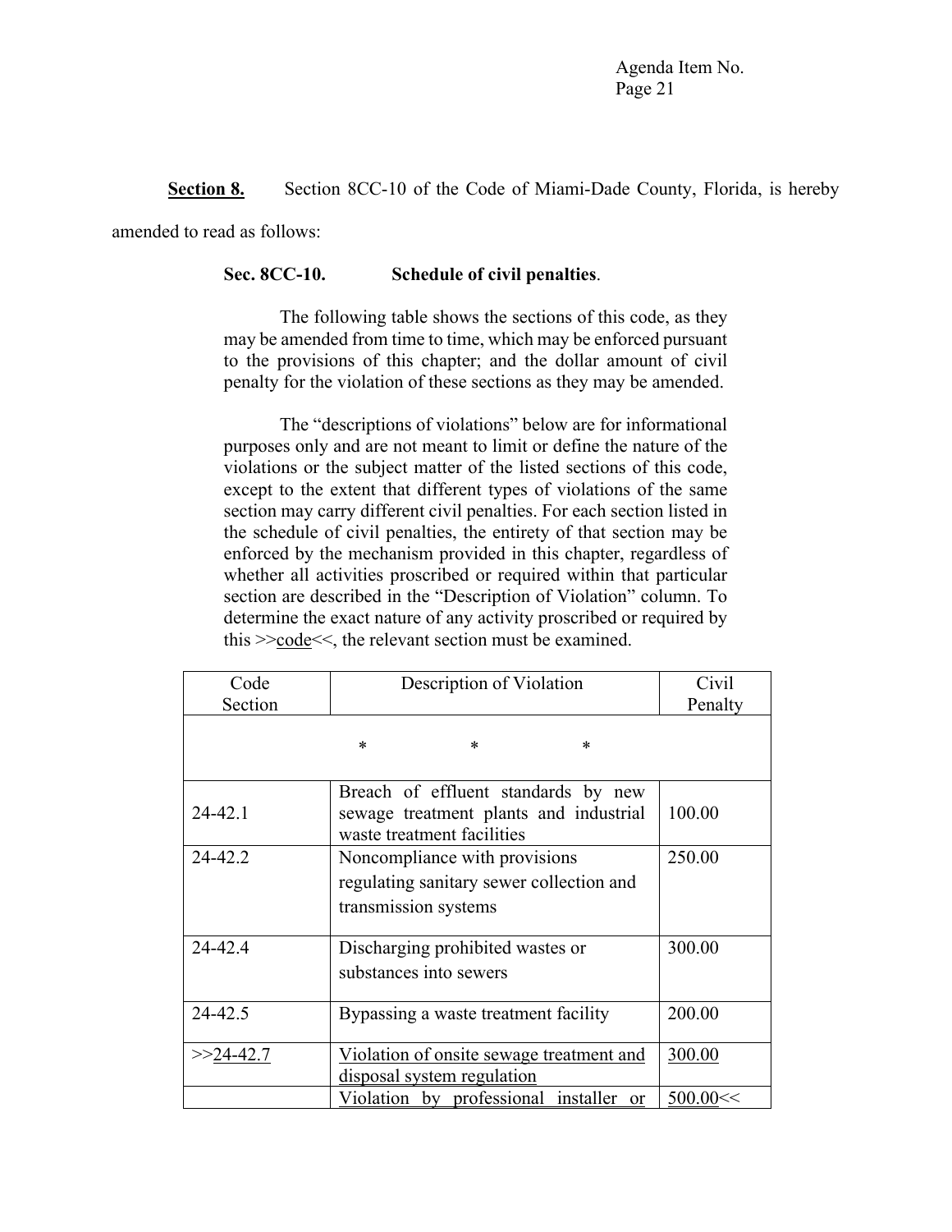**Section 8.** Section 8CC-10 of the Code of Miami-Dade County, Florida, is hereby amended to read as follows:

**Sec. 8CC-10. Schedule of civil penalties**.

The following table shows the sections of this code, as they may be amended from time to time, which may be enforced pursuant to the provisions of this chapter; and the dollar amount of civil penalty for the violation of these sections as they may be amended.

The "descriptions of violations" below are for informational purposes only and are not meant to limit or define the nature of the violations or the subject matter of the listed sections of this code, except to the extent that different types of violations of the same section may carry different civil penalties. For each section listed in the schedule of civil penalties, the entirety of that section may be enforced by the mechanism provided in this chapter, regardless of whether all activities proscribed or required within that particular section are described in the "Description of Violation" column. To determine the exact nature of any activity proscribed or required by this >><u>code</u><<, the relevant section must be examined.

| Code Section | Description of Violation | Civil Penalty |
|---|---|---|
| * | * | * |
| 24-42.1 | Breach of effluent standards by new sewage treatment plants and industrial waste treatment facilities | 100.00 |
| 24-42.2 | Noncompliance with provisions regulating sanitary sewer collection and transmission systems | 250.00 |
| 24-42.4 | Discharging prohibited wastes or substances into sewers | 300.00 |
| 24-42.5 | Bypassing a waste treatment facility | 200.00 |
| >><u>24-42.7</u> | <u>Violation of onsite sewage treatment and disposal system regulation</u> | <u>300.00</u> |
| | <u>Violation by professional installer or</u> | <u>500.00</u><< |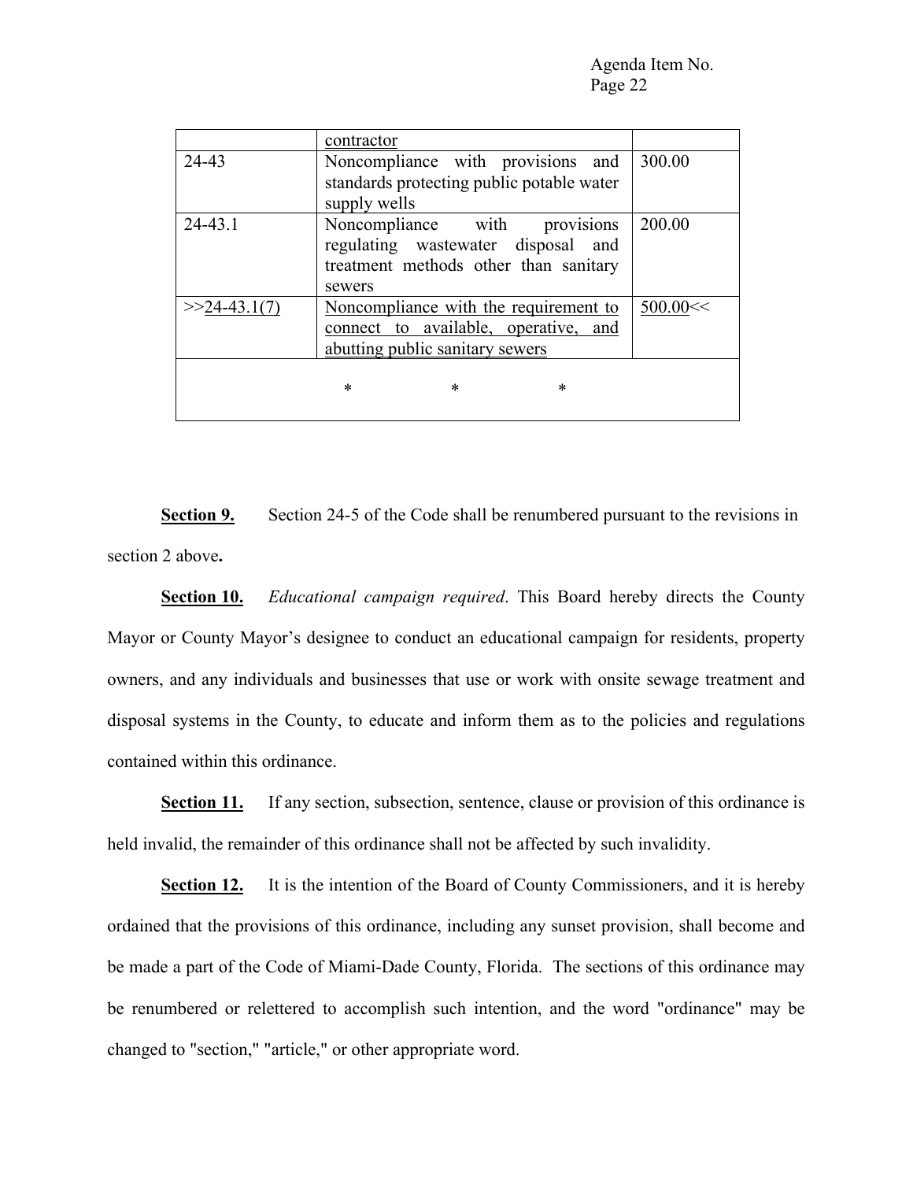| | | |
|---|---|---|
| | <u>contractor</u> | |
| 24-43 | Noncompliance with provisions and standards protecting public potable water supply wells | 300.00 |
| 24-43.1 | Noncompliance with provisions regulating wastewater disposal and treatment methods other than sanitary sewers | 200.00 |
| >><u>24-43.1(7)</u> | <u>Noncompliance with the requirement to connect to available, operative, and abutting public sanitary sewers</u> | <u>500.00</u><< |
| * * * | | |

**<u>Section 9.</u>** Section 24-5 of the Code shall be renumbered pursuant to the revisions in section 2 above**.**

**<u>Section 10.</u>** *Educational campaign required*. This Board hereby directs the County Mayor or County Mayor's designee to conduct an educational campaign for residents, property owners, and any individuals and businesses that use or work with onsite sewage treatment and disposal systems in the County, to educate and inform them as to the policies and regulations contained within this ordinance.

**<u>Section 11.</u>** If any section, subsection, sentence, clause or provision of this ordinance is held invalid, the remainder of this ordinance shall not be affected by such invalidity.

**<u>Section 12.</u>** It is the intention of the Board of County Commissioners, and it is hereby ordained that the provisions of this ordinance, including any sunset provision, shall become and be made a part of the Code of Miami-Dade County, Florida. The sections of this ordinance may be renumbered or relettered to accomplish such intention, and the word "ordinance" may be changed to "section," "article," or other appropriate word.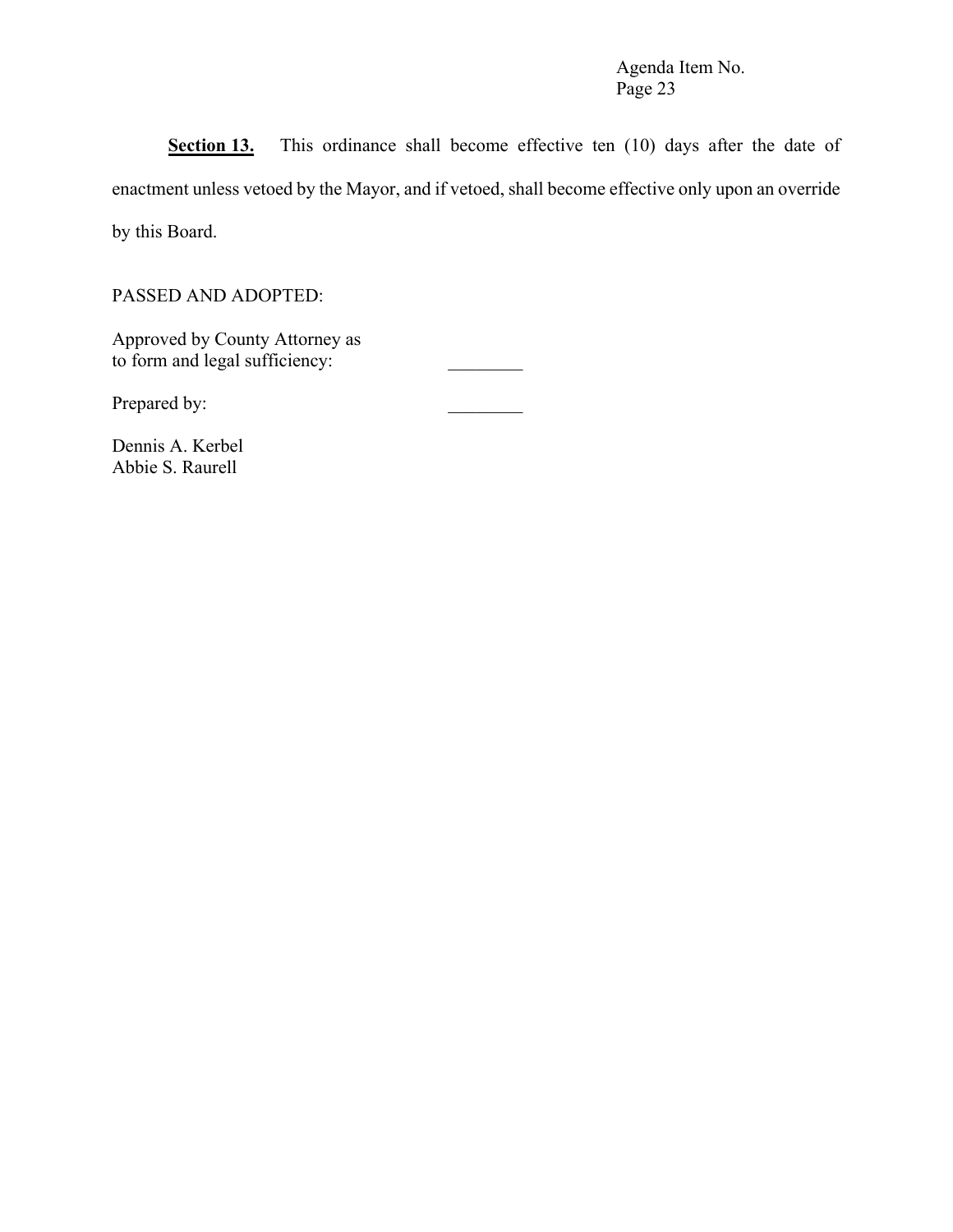**Section 13.** This ordinance shall become effective ten (10) days after the date of enactment unless vetoed by the Mayor, and if vetoed, shall become effective only upon an override by this Board.

PASSED AND ADOPTED:

Approved by County Attorney as
to form and legal sufficiency: ________

Prepared by: ________

Dennis A. Kerbel
Abbie S. Raurell